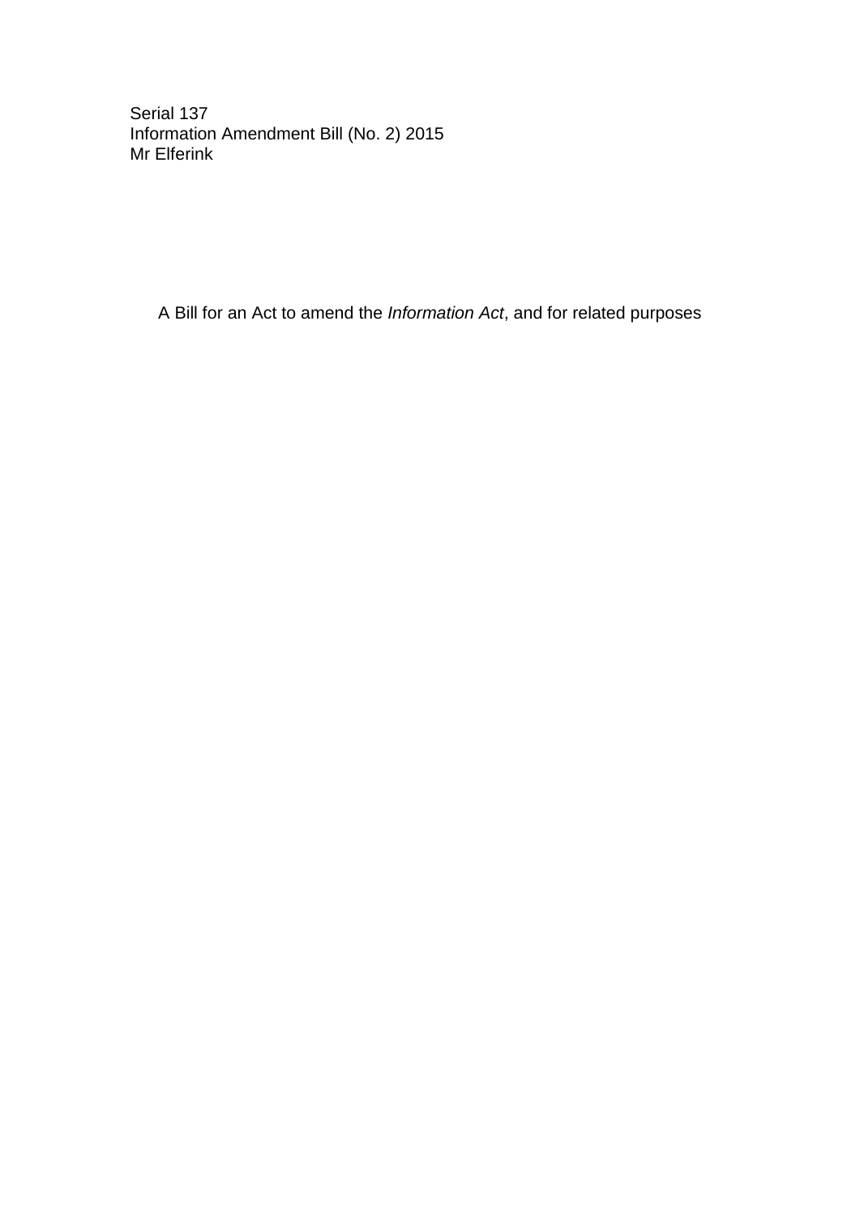Serial 137
Information Amendment Bill (No. 2) 2015
Mr Elferink

A Bill for an Act to amend the *Information Act*, and for related purposes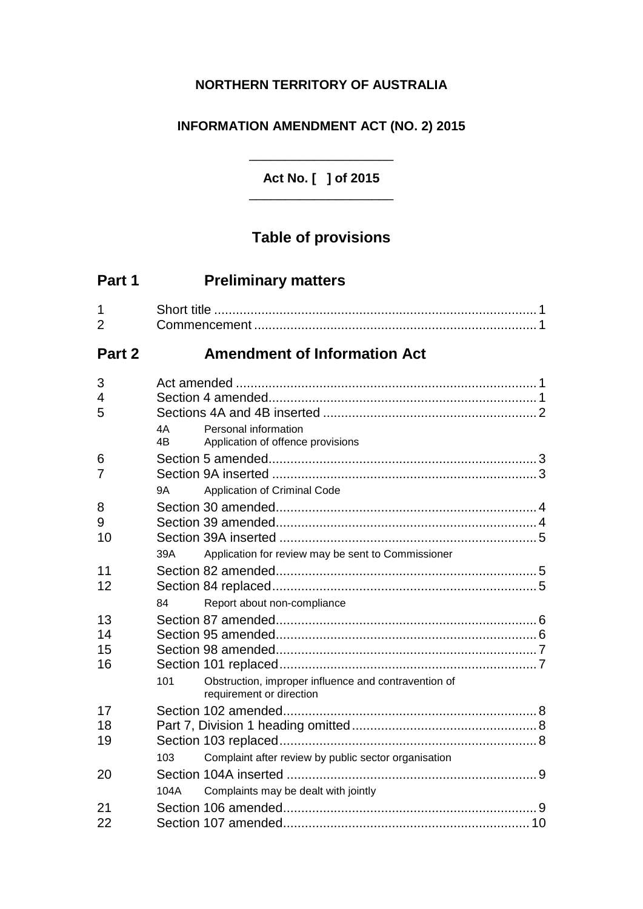**NORTHERN TERRITORY OF AUSTRALIA**

**INFORMATION AMENDMENT ACT (NO. 2) 2015**

**Act No. [ ] of 2015**

## Table of provisions

## Part 1 Preliminary matters

1 Short title ........................................................................................ 1
2 Commencement ............................................................................. 1

## Part 2 Amendment of Information Act

3 Act amended .................................................................................. 1
4 Section 4 amended.......................................................................... 1
5 Sections 4A and 4B inserted ........................................................... 2
 4A Personal information
 4B Application of offence provisions
6 Section 5 amended.......................................................................... 3
7 Section 9A inserted ......................................................................... 3
 9A Application of Criminal Code
8 Section 30 amended........................................................................ 4
9 Section 39 amended........................................................................ 4
10 Section 39A inserted ....................................................................... 5
 39A Application for review may be sent to Commissioner
11 Section 82 amended........................................................................ 5
12 Section 84 replaced......................................................................... 5
 84 Report about non-compliance
13 Section 87 amended........................................................................ 6
14 Section 95 amended........................................................................ 6
15 Section 98 amended........................................................................ 7
16 Section 101 replaced....................................................................... 7
 101 Obstruction, improper influence and contravention of requirement or direction
17 Section 102 amended...................................................................... 8
18 Part 7, Division 1 heading omitted................................................... 8
19 Section 103 replaced....................................................................... 8
 103 Complaint after review by public sector organisation
20 Section 104A inserted ..................................................................... 9
 104A Complaints may be dealt with jointly
21 Section 106 amended...................................................................... 9
22 Section 107 amended...................................................................... 10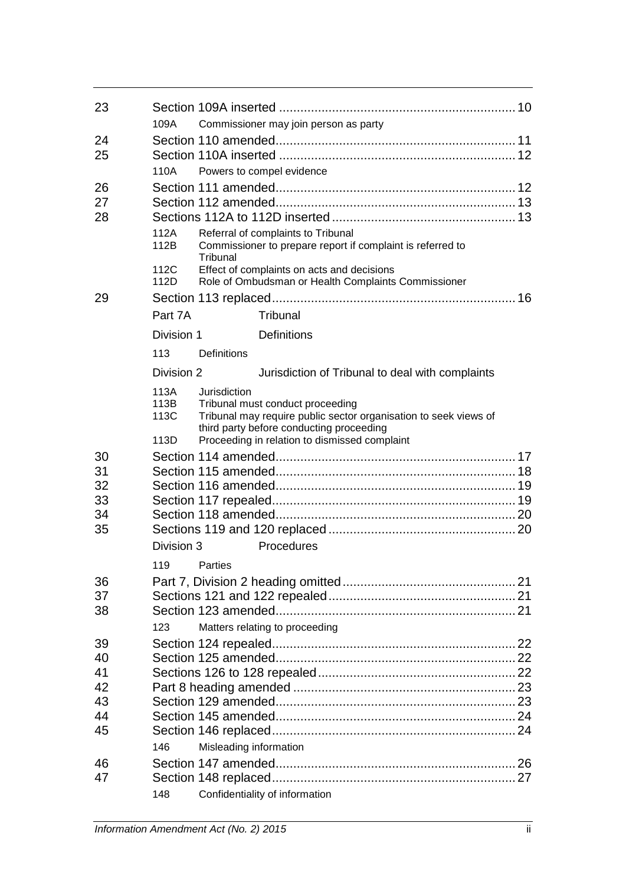| | | |
|---|---|---|
| 23 | Section 109A inserted | 10 |
| | 109A Commissioner may join person as party | |
| 24 | Section 110 amended | 11 |
| 25 | Section 110A inserted | 12 |
| | 110A Powers to compel evidence | |
| 26 | Section 111 amended | 12 |
| 27 | Section 112 amended | 13 |
| 28 | Sections 112A to 112D inserted | 13 |
| | 112A Referral of complaints to Tribunal | |
| | 112B Commissioner to prepare report if complaint is referred to Tribunal | |
| | 112C Effect of complaints on acts and decisions | |
| | 112D Role of Ombudsman or Health Complaints Commissioner | |
| 29 | Section 113 replaced | 16 |
| | Part 7A Tribunal | |
| | Division 1 Definitions | |
| | 113 Definitions | |
| | Division 2 Jurisdiction of Tribunal to deal with complaints | |
| | 113A Jurisdiction | |
| | 113B Tribunal must conduct proceeding | |
| | 113C Tribunal may require public sector organisation to seek views of third party before conducting proceeding | |
| | 113D Proceeding in relation to dismissed complaint | |
| 30 | Section 114 amended | 17 |
| 31 | Section 115 amended | 18 |
| 32 | Section 116 amended | 19 |
| 33 | Section 117 repealed | 19 |
| 34 | Section 118 amended | 20 |
| 35 | Sections 119 and 120 replaced | 20 |
| | Division 3 Procedures | |
| | 119 Parties | |
| 36 | Part 7, Division 2 heading omitted | 21 |
| 37 | Sections 121 and 122 repealed | 21 |
| 38 | Section 123 amended | 21 |
| | 123 Matters relating to proceeding | |
| 39 | Section 124 repealed | 22 |
| 40 | Section 125 amended | 22 |
| 41 | Sections 126 to 128 repealed | 22 |
| 42 | Part 8 heading amended | 23 |
| 43 | Section 129 amended | 23 |
| 44 | Section 145 amended | 24 |
| 45 | Section 146 replaced | 24 |
| | 146 Misleading information | |
| 46 | Section 147 amended | 26 |
| 47 | Section 148 replaced | 27 |
| | 148 Confidentiality of information | |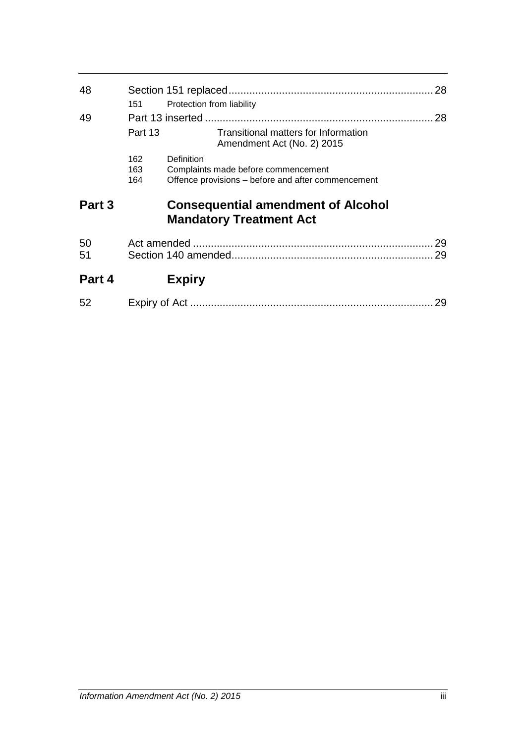48 Section 151 replaced ..... 28

151 Protection from liability

49 Part 13 inserted ..... 28

Part 13 Transitional matters for Information Amendment Act (No. 2) 2015

162 Definition
163 Complaints made before commencement
164 Offence provisions – before and after commencement

## Part 3 Consequential amendment of Alcohol Mandatory Treatment Act

50 Act amended ..... 29
51 Section 140 amended ..... 29

## Part 4 Expiry

52 Expiry of Act ..... 29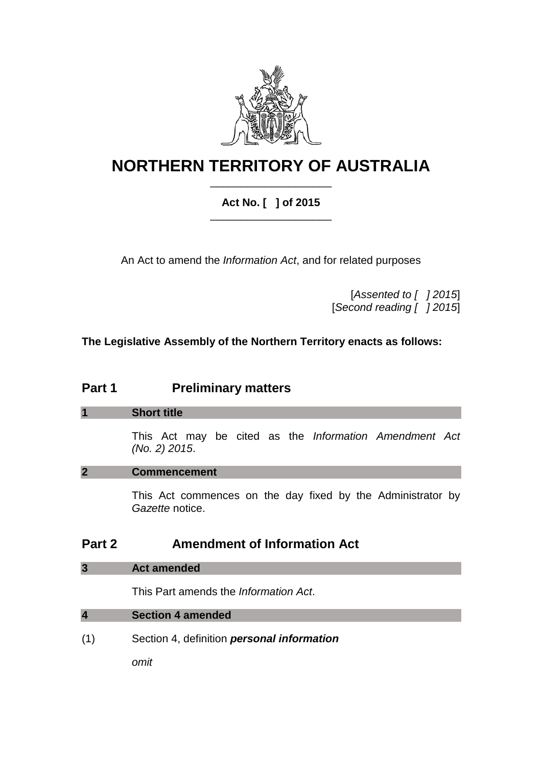# NORTHERN TERRITORY OF AUSTRALIA

**Act No. [ ] of 2015**

An Act to amend the *Information Act*, and for related purposes

[*Assented to [ ] 2015*]
[*Second reading [ ] 2015*]

**The Legislative Assembly of the Northern Territory enacts as follows:**

## Part 1 Preliminary matters

### 1 Short title

This Act may be cited as the *Information Amendment Act (No. 2) 2015*.

### 2 Commencement

This Act commences on the day fixed by the Administrator by *Gazette* notice.

## Part 2 Amendment of Information Act

### 3 Act amended

This Part amends the *Information Act*.

### 4 Section 4 amended

(1) Section 4, definition ***personal information***

*omit*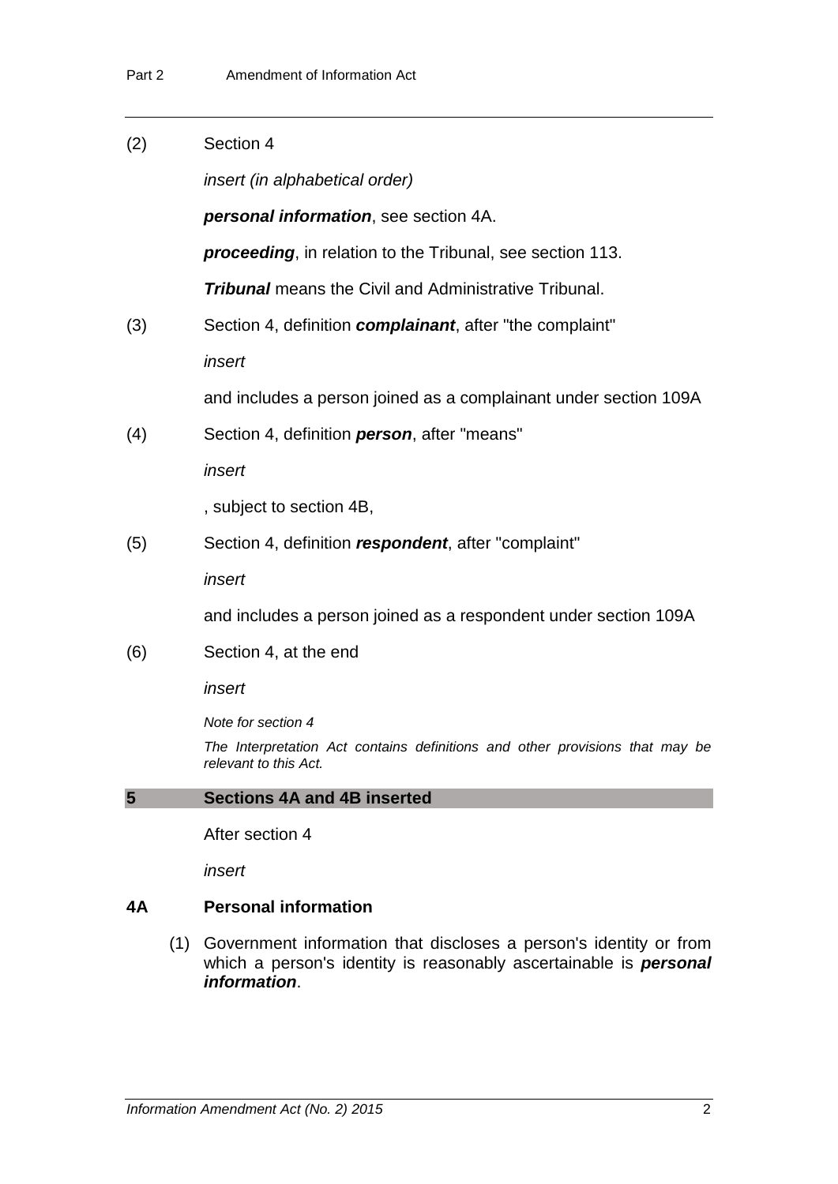(2) Section 4

*insert (in alphabetical order)*

***personal information***, see section 4A.

***proceeding***, in relation to the Tribunal, see section 113.

***Tribunal*** means the Civil and Administrative Tribunal.

(3) Section 4, definition ***complainant***, after "the complaint"

*insert*

and includes a person joined as a complainant under section 109A

(4) Section 4, definition ***person***, after "means"

*insert*

, subject to section 4B,

(5) Section 4, definition ***respondent***, after "complaint"

*insert*

and includes a person joined as a respondent under section 109A

(6) Section 4, at the end

*insert*

*Note for section 4*

*The Interpretation Act contains definitions and other provisions that may be relevant to this Act.*

## 5 Sections 4A and 4B inserted

After section 4

*insert*

### 4A Personal information

(1) Government information that discloses a person's identity or from which a person's identity is reasonably ascertainable is ***personal information***.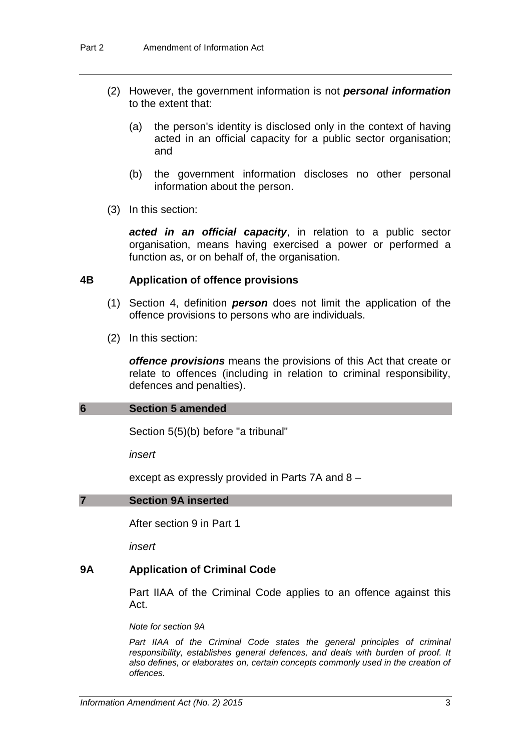(2) However, the government information is not ***personal information*** to the extent that:

(a) the person's identity is disclosed only in the context of having acted in an official capacity for a public sector organisation; and

(b) the government information discloses no other personal information about the person.

(3) In this section:

***acted in an official capacity***, in relation to a public sector organisation, means having exercised a power or performed a function as, or on behalf of, the organisation.

### 4B Application of offence provisions

(1) Section 4, definition ***person*** does not limit the application of the offence provisions to persons who are individuals.

(2) In this section:

***offence provisions*** means the provisions of this Act that create or relate to offences (including in relation to criminal responsibility, defences and penalties).

## 6 Section 5 amended

Section 5(5)(b) before "a tribunal"

*insert*

except as expressly provided in Parts 7A and 8 –

## 7 Section 9A inserted

After section 9 in Part 1

*insert*

### 9A Application of Criminal Code

Part IIAA of the Criminal Code applies to an offence against this Act.

*Note for section 9A*

*Part IIAA of the Criminal Code states the general principles of criminal responsibility, establishes general defences, and deals with burden of proof. It also defines, or elaborates on, certain concepts commonly used in the creation of offences.*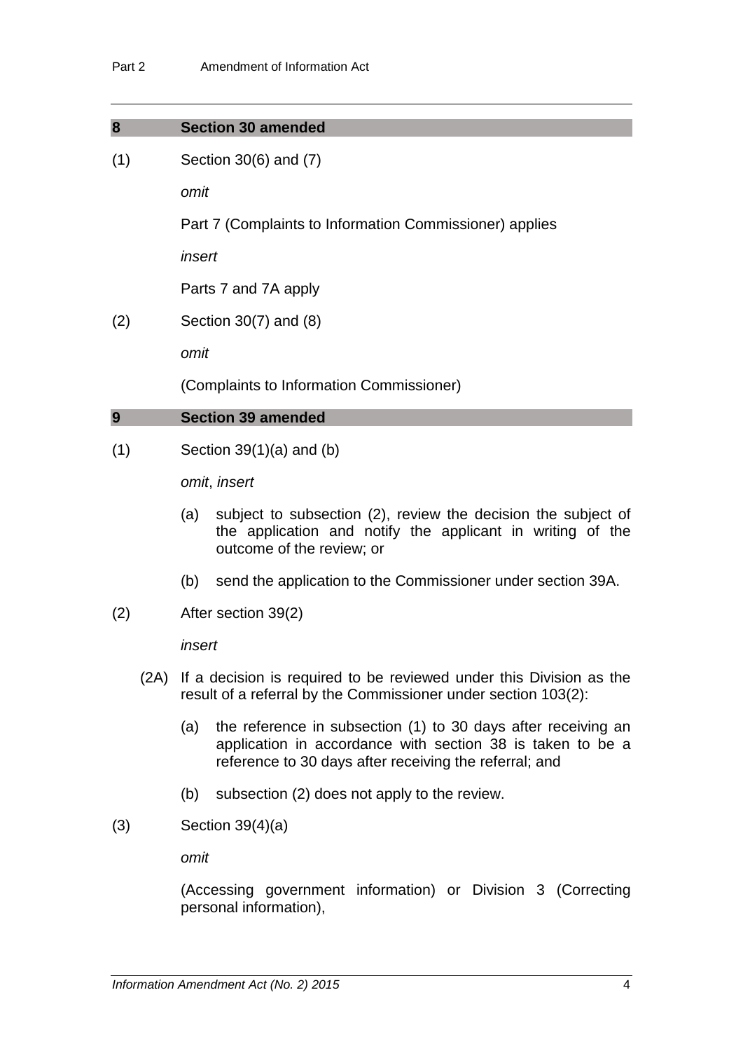## 8 Section 30 amended

(1) Section 30(6) and (7)

*omit*

Part 7 (Complaints to Information Commissioner) applies

*insert*

Parts 7 and 7A apply

(2) Section 30(7) and (8)

*omit*

(Complaints to Information Commissioner)

## 9 Section 39 amended

(1) Section 39(1)(a) and (b)

*omit*, *insert*

(a) subject to subsection (2), review the decision the subject of the application and notify the applicant in writing of the outcome of the review; or

(b) send the application to the Commissioner under section 39A.

(2) After section 39(2)

*insert*

(2A) If a decision is required to be reviewed under this Division as the result of a referral by the Commissioner under section 103(2):

(a) the reference in subsection (1) to 30 days after receiving an application in accordance with section 38 is taken to be a reference to 30 days after receiving the referral; and

(b) subsection (2) does not apply to the review.

(3) Section 39(4)(a)

*omit*

(Accessing government information) or Division 3 (Correcting personal information),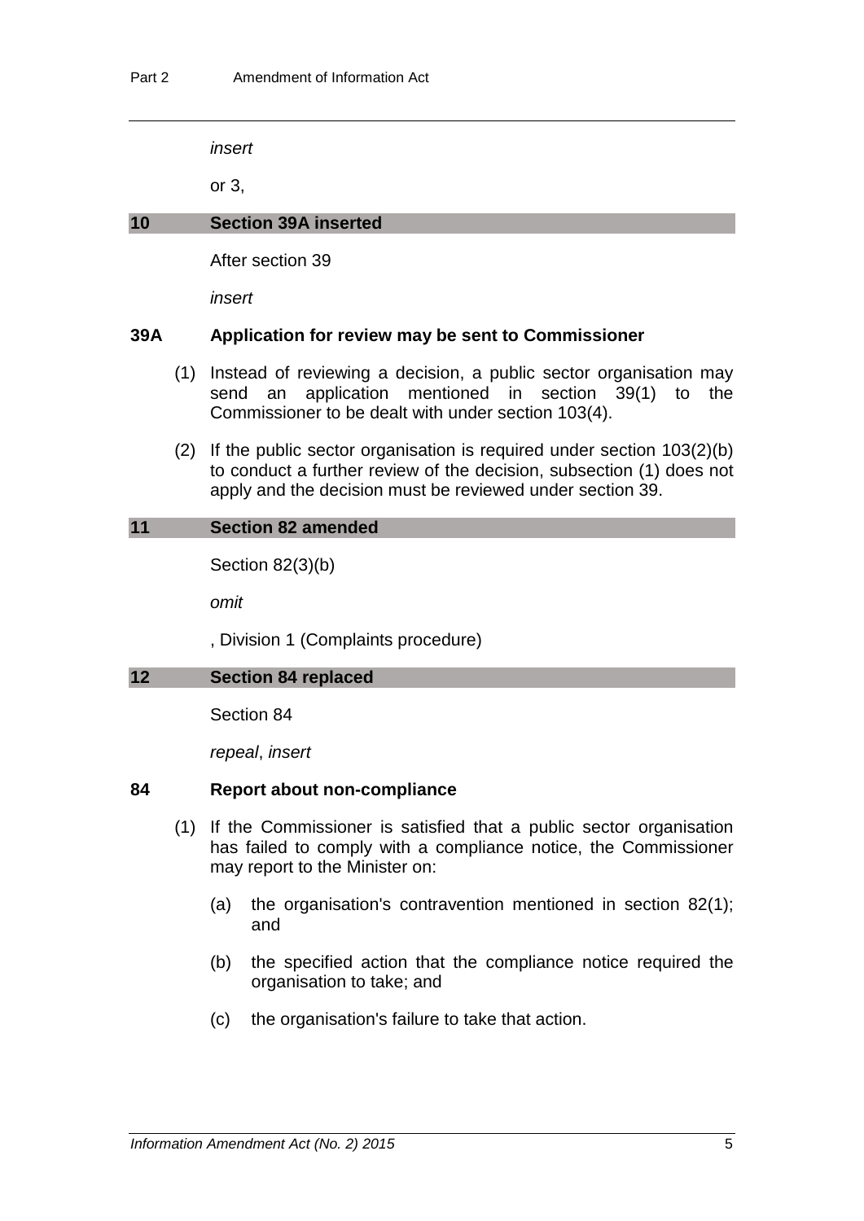*insert*

or 3,

## 10 Section 39A inserted

After section 39

*insert*

### 39A Application for review may be sent to Commissioner

(1) Instead of reviewing a decision, a public sector organisation may send an application mentioned in section 39(1) to the Commissioner to be dealt with under section 103(4).

(2) If the public sector organisation is required under section 103(2)(b) to conduct a further review of the decision, subsection (1) does not apply and the decision must be reviewed under section 39.

## 11 Section 82 amended

Section 82(3)(b)

*omit*

, Division 1 (Complaints procedure)

## 12 Section 84 replaced

Section 84

*repeal*, *insert*

### 84 Report about non-compliance

(1) If the Commissioner is satisfied that a public sector organisation has failed to comply with a compliance notice, the Commissioner may report to the Minister on:

(a) the organisation's contravention mentioned in section 82(1); and

(b) the specified action that the compliance notice required the organisation to take; and

(c) the organisation's failure to take that action.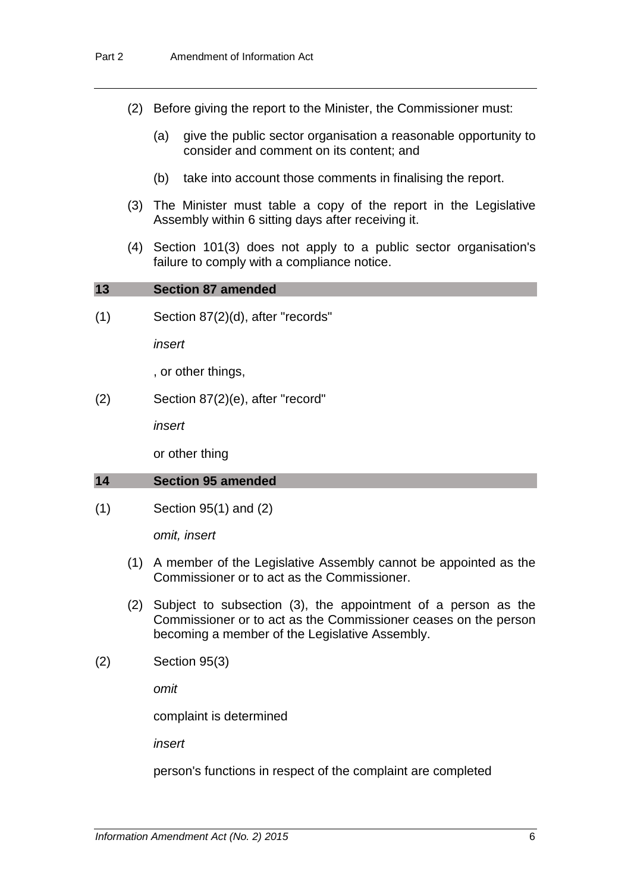(2) Before giving the report to the Minister, the Commissioner must:

(a) give the public sector organisation a reasonable opportunity to consider and comment on its content; and

(b) take into account those comments in finalising the report.

(3) The Minister must table a copy of the report in the Legislative Assembly within 6 sitting days after receiving it.

(4) Section 101(3) does not apply to a public sector organisation's failure to comply with a compliance notice.

## 13 Section 87 amended

(1) Section 87(2)(d), after "records"

*insert*

, or other things,

(2) Section 87(2)(e), after "record"

*insert*

or other thing

## 14 Section 95 amended

(1) Section 95(1) and (2)

*omit, insert*

(1) A member of the Legislative Assembly cannot be appointed as the Commissioner or to act as the Commissioner.

(2) Subject to subsection (3), the appointment of a person as the Commissioner or to act as the Commissioner ceases on the person becoming a member of the Legislative Assembly.

(2) Section 95(3)

*omit*

complaint is determined

*insert*

person's functions in respect of the complaint are completed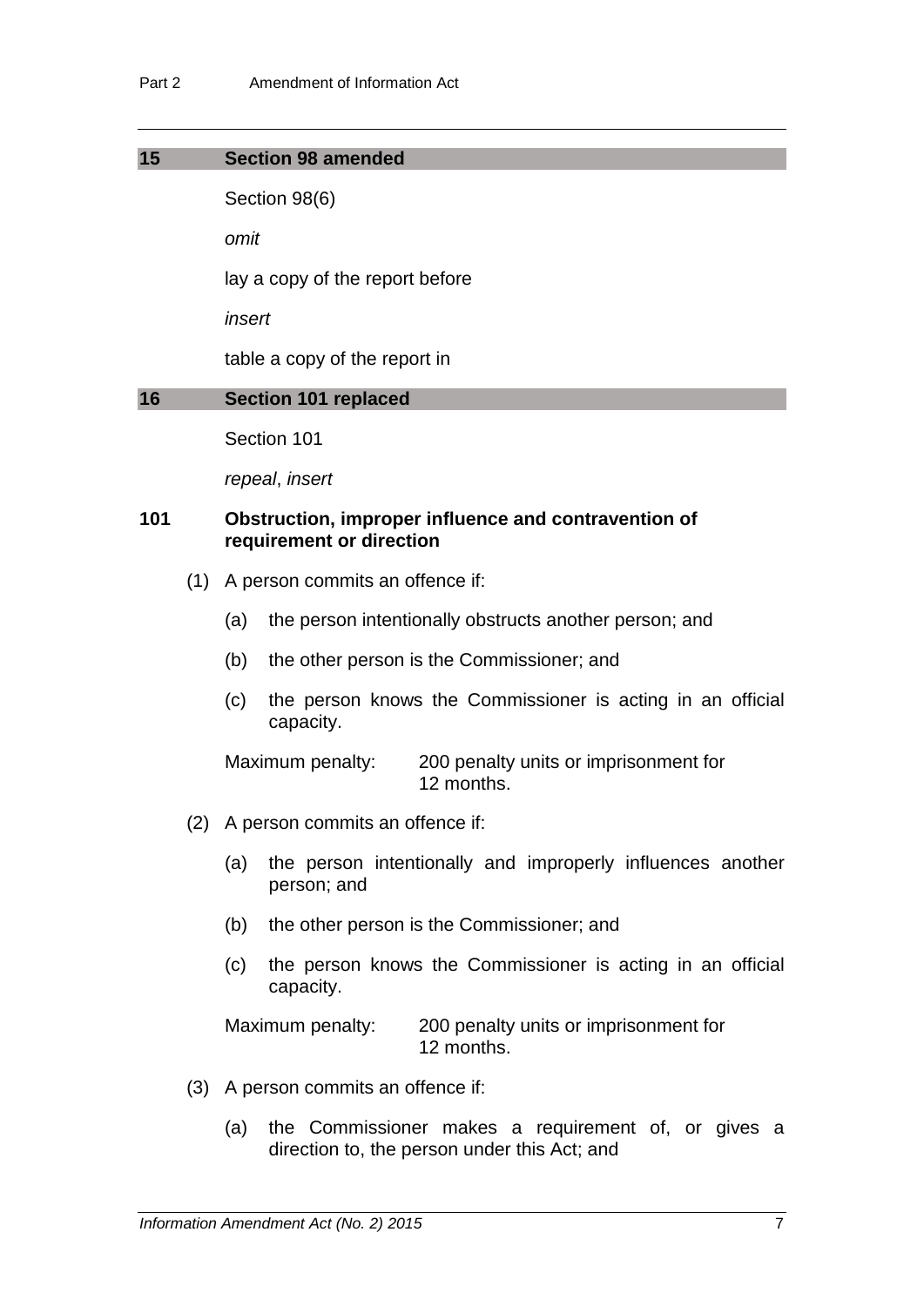## 15 Section 98 amended

Section 98(6)

*omit*

lay a copy of the report before

*insert*

table a copy of the report in

## 16 Section 101 replaced

Section 101

*repeal*, *insert*

### 101 Obstruction, improper influence and contravention of requirement or direction

(1) A person commits an offence if:

(a) the person intentionally obstructs another person; and

(b) the other person is the Commissioner; and

(c) the person knows the Commissioner is acting in an official capacity.

Maximum penalty: 200 penalty units or imprisonment for 12 months.

(2) A person commits an offence if:

(a) the person intentionally and improperly influences another person; and

(b) the other person is the Commissioner; and

(c) the person knows the Commissioner is acting in an official capacity.

Maximum penalty: 200 penalty units or imprisonment for 12 months.

(3) A person commits an offence if:

(a) the Commissioner makes a requirement of, or gives a direction to, the person under this Act; and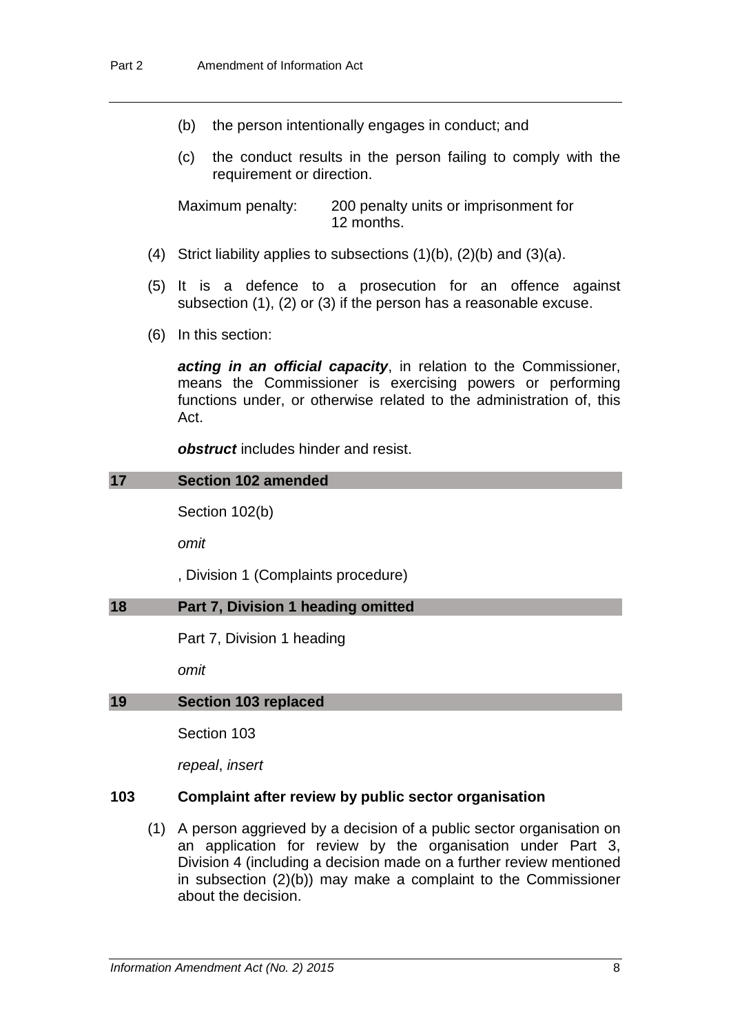(b) the person intentionally engages in conduct; and

(c) the conduct results in the person failing to comply with the requirement or direction.

Maximum penalty: 200 penalty units or imprisonment for 12 months.

(4) Strict liability applies to subsections (1)(b), (2)(b) and (3)(a).

(5) It is a defence to a prosecution for an offence against subsection (1), (2) or (3) if the person has a reasonable excuse.

(6) In this section:

***acting in an official capacity***, in relation to the Commissioner, means the Commissioner is exercising powers or performing functions under, or otherwise related to the administration of, this Act.

***obstruct*** includes hinder and resist.

## 17 Section 102 amended

Section 102(b)

*omit*

, Division 1 (Complaints procedure)

## 18 Part 7, Division 1 heading omitted

Part 7, Division 1 heading

*omit*

## 19 Section 103 replaced

Section 103

*repeal*, *insert*

### 103 Complaint after review by public sector organisation

(1) A person aggrieved by a decision of a public sector organisation on an application for review by the organisation under Part 3, Division 4 (including a decision made on a further review mentioned in subsection (2)(b)) may make a complaint to the Commissioner about the decision.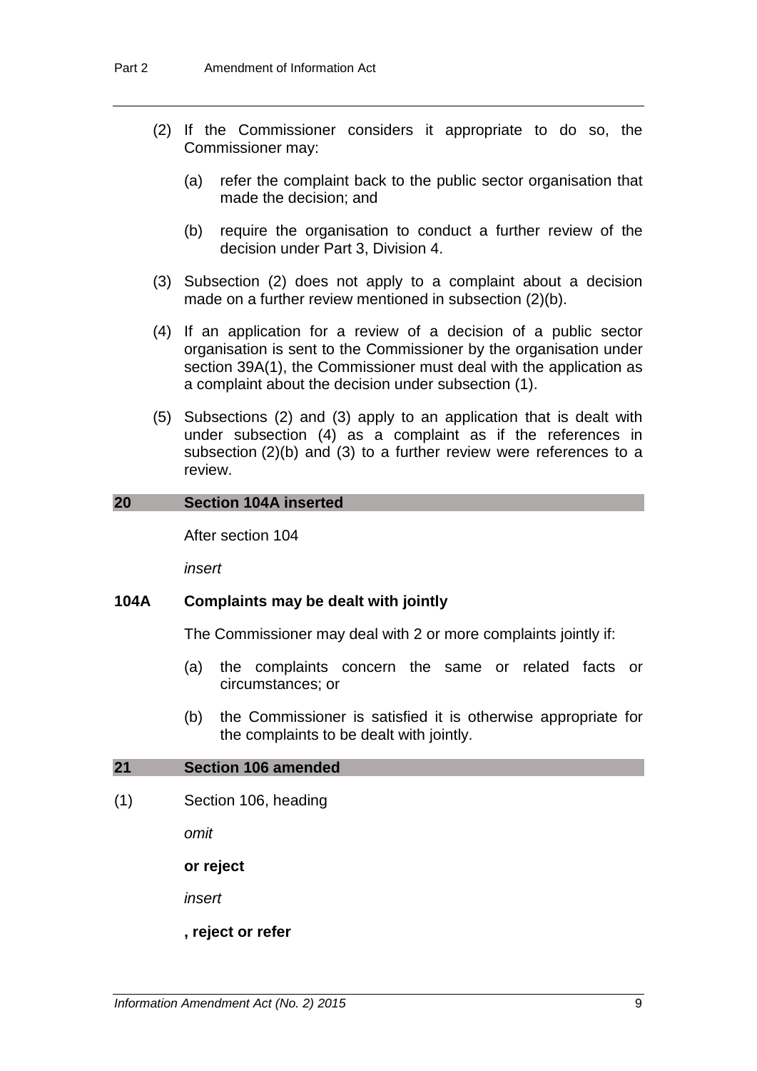(2) If the Commissioner considers it appropriate to do so, the Commissioner may:

(a) refer the complaint back to the public sector organisation that made the decision; and

(b) require the organisation to conduct a further review of the decision under Part 3, Division 4.

(3) Subsection (2) does not apply to a complaint about a decision made on a further review mentioned in subsection (2)(b).

(4) If an application for a review of a decision of a public sector organisation is sent to the Commissioner by the organisation under section 39A(1), the Commissioner must deal with the application as a complaint about the decision under subsection (1).

(5) Subsections (2) and (3) apply to an application that is dealt with under subsection (4) as a complaint as if the references in subsection (2)(b) and (3) to a further review were references to a review.

## 20 Section 104A inserted

After section 104

*insert*

### 104A Complaints may be dealt with jointly

The Commissioner may deal with 2 or more complaints jointly if:

(a) the complaints concern the same or related facts or circumstances; or

(b) the Commissioner is satisfied it is otherwise appropriate for the complaints to be dealt with jointly.

## 21 Section 106 amended

(1) Section 106, heading

*omit*

**or reject**

*insert*

**, reject or refer**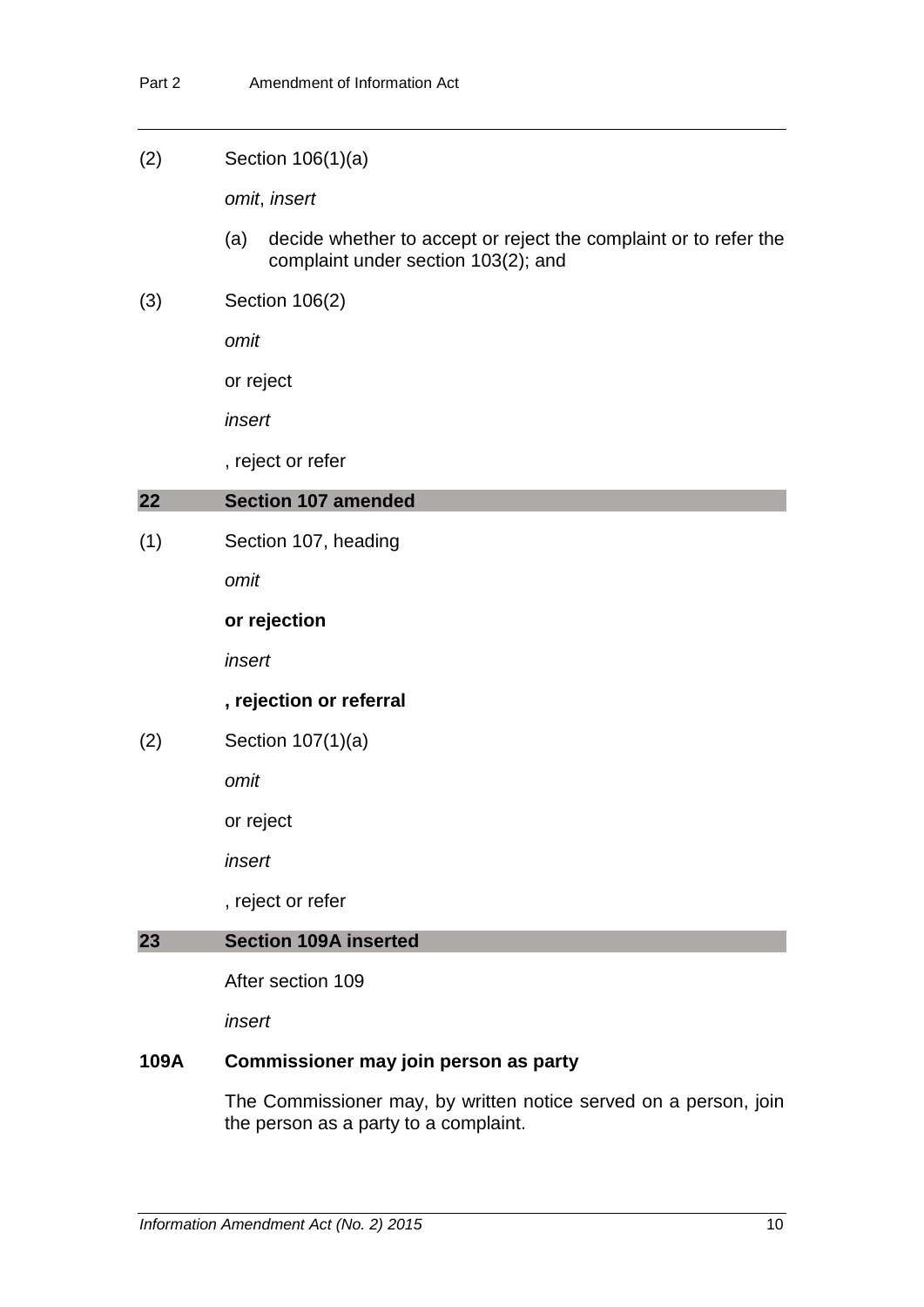(2) Section 106(1)(a)

*omit*, *insert*

(a) decide whether to accept or reject the complaint or to refer the complaint under section 103(2); and

(3) Section 106(2)

*omit*

or reject

*insert*

, reject or refer

## 22 Section 107 amended

(1) Section 107, heading

*omit*

**or rejection**

*insert*

**, rejection or referral**

(2) Section 107(1)(a)

*omit*

or reject

*insert*

, reject or refer

## 23 Section 109A inserted

After section 109

*insert*

### 109A Commissioner may join person as party

The Commissioner may, by written notice served on a person, join the person as a party to a complaint.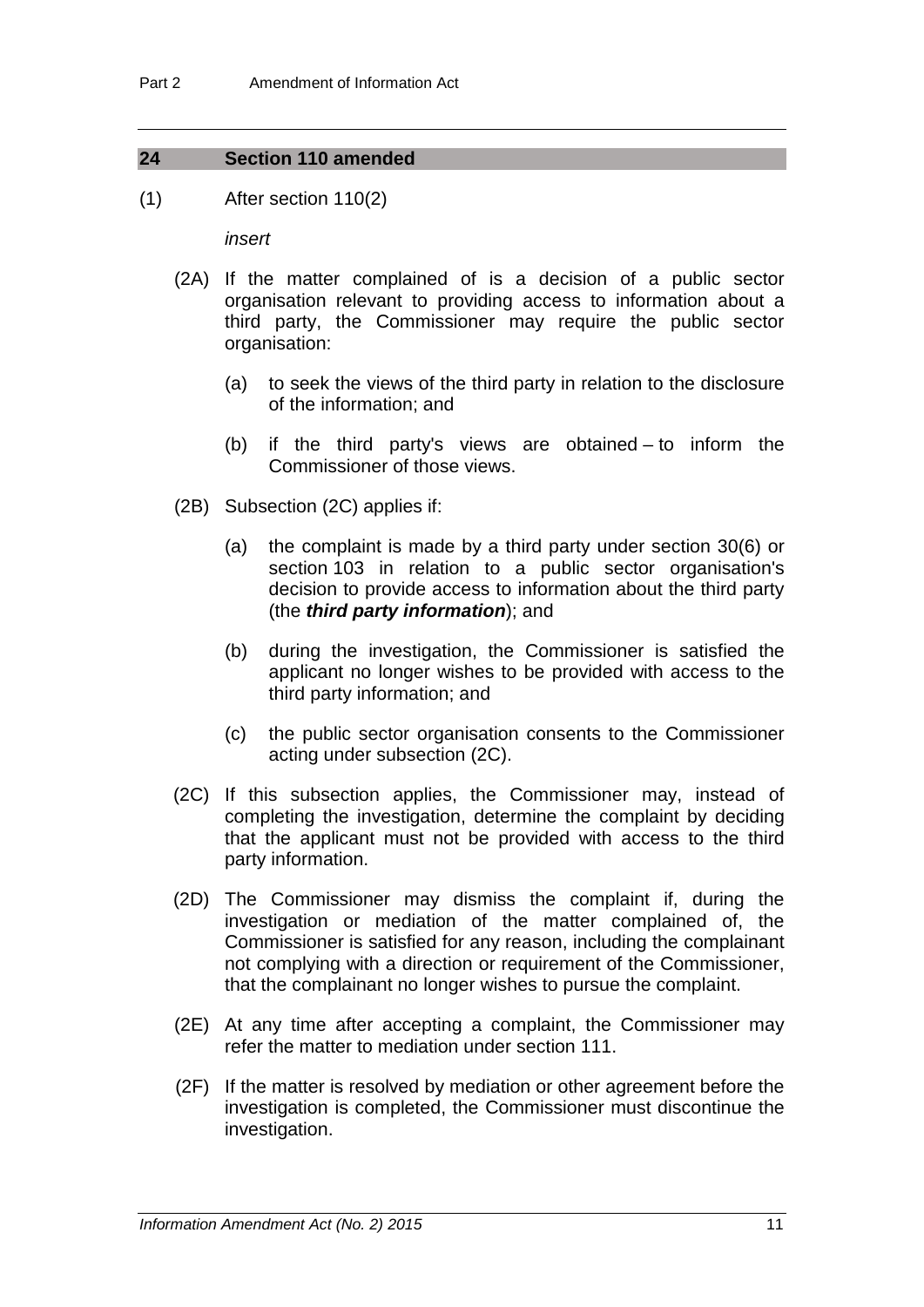## 24 Section 110 amended

(1) After section 110(2)

*insert*

(2A) If the matter complained of is a decision of a public sector organisation relevant to providing access to information about a third party, the Commissioner may require the public sector organisation:

(a) to seek the views of the third party in relation to the disclosure of the information; and

(b) if the third party's views are obtained – to inform the Commissioner of those views.

(2B) Subsection (2C) applies if:

(a) the complaint is made by a third party under section 30(6) or section 103 in relation to a public sector organisation's decision to provide access to information about the third party (the ***third party information***); and

(b) during the investigation, the Commissioner is satisfied the applicant no longer wishes to be provided with access to the third party information; and

(c) the public sector organisation consents to the Commissioner acting under subsection (2C).

(2C) If this subsection applies, the Commissioner may, instead of completing the investigation, determine the complaint by deciding that the applicant must not be provided with access to the third party information.

(2D) The Commissioner may dismiss the complaint if, during the investigation or mediation of the matter complained of, the Commissioner is satisfied for any reason, including the complainant not complying with a direction or requirement of the Commissioner, that the complainant no longer wishes to pursue the complaint.

(2E) At any time after accepting a complaint, the Commissioner may refer the matter to mediation under section 111.

(2F) If the matter is resolved by mediation or other agreement before the investigation is completed, the Commissioner must discontinue the investigation.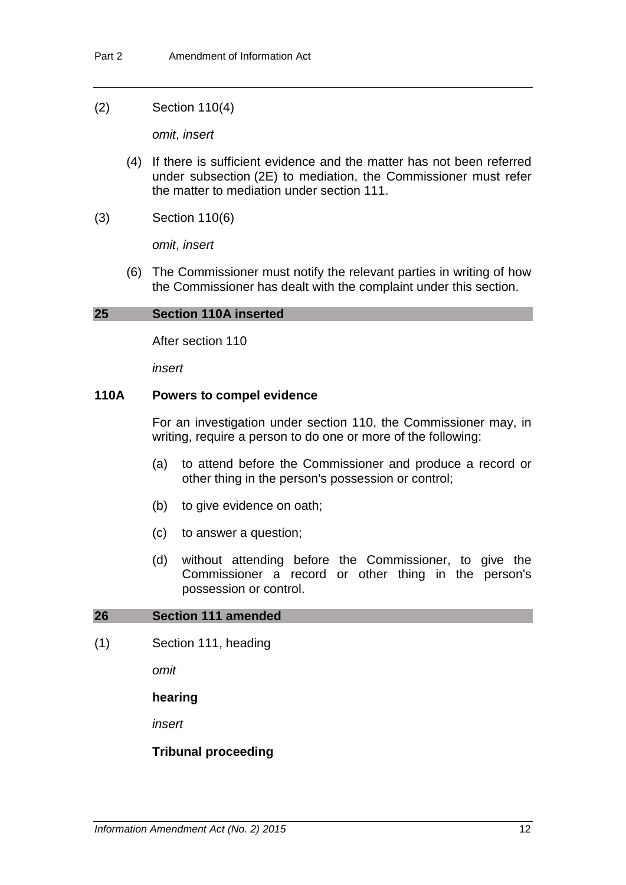(2) Section 110(4)

*omit*, *insert*

(4) If there is sufficient evidence and the matter has not been referred under subsection (2E) to mediation, the Commissioner must refer the matter to mediation under section 111.

(3) Section 110(6)

*omit*, *insert*

(6) The Commissioner must notify the relevant parties in writing of how the Commissioner has dealt with the complaint under this section.

## 25 Section 110A inserted

After section 110

*insert*

### 110A Powers to compel evidence

For an investigation under section 110, the Commissioner may, in writing, require a person to do one or more of the following:

(a) to attend before the Commissioner and produce a record or other thing in the person's possession or control;

(b) to give evidence on oath;

(c) to answer a question;

(d) without attending before the Commissioner, to give the Commissioner a record or other thing in the person's possession or control.

## 26 Section 111 amended

(1) Section 111, heading

*omit*

**hearing**

*insert*

**Tribunal proceeding**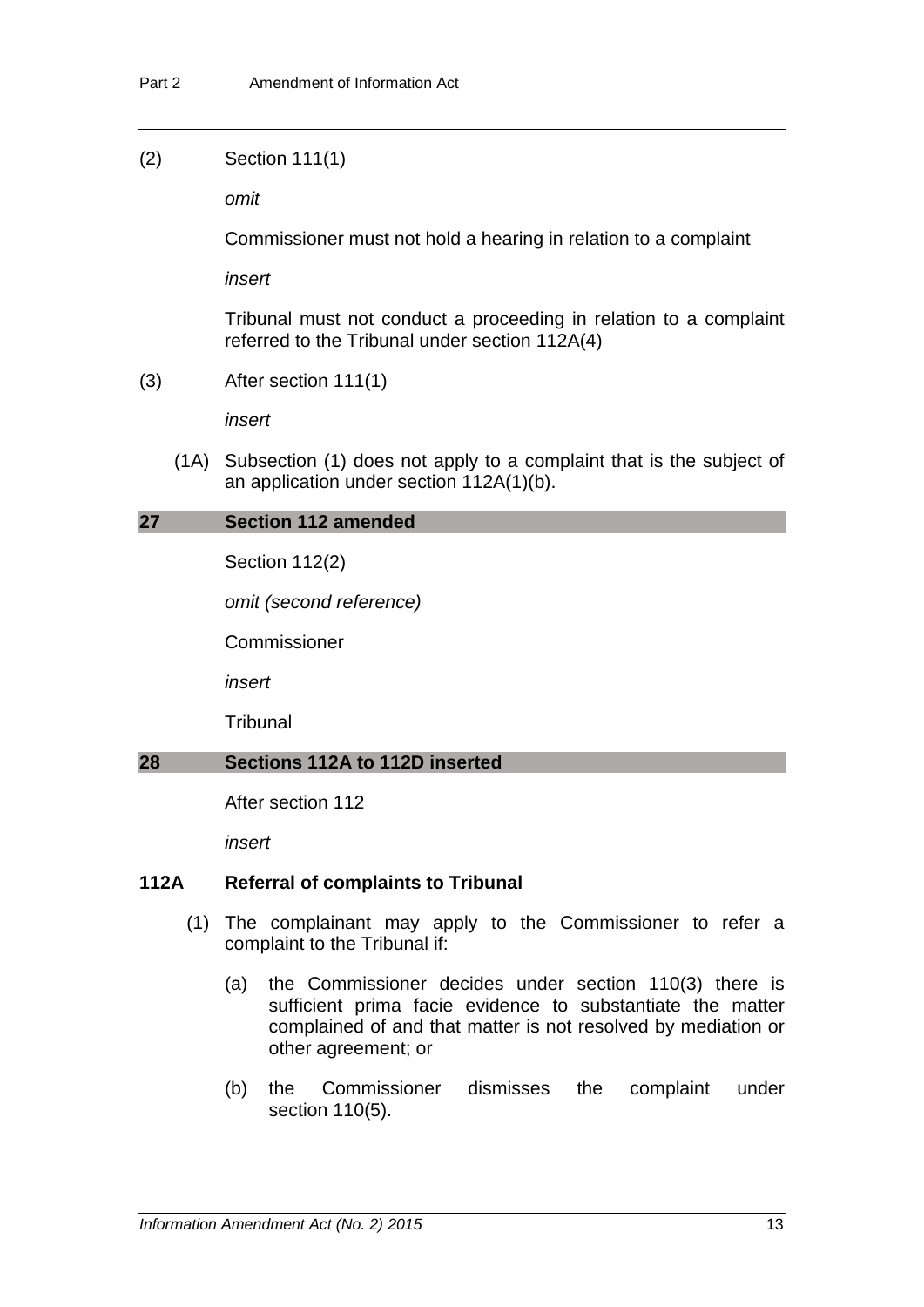(2) Section 111(1)

*omit*

Commissioner must not hold a hearing in relation to a complaint

*insert*

Tribunal must not conduct a proceeding in relation to a complaint referred to the Tribunal under section 112A(4)

(3) After section 111(1)

*insert*

(1A) Subsection (1) does not apply to a complaint that is the subject of an application under section 112A(1)(b).

## 27 Section 112 amended

Section 112(2)

*omit (second reference)*

Commissioner

*insert*

Tribunal

## 28 Sections 112A to 112D inserted

After section 112

*insert*

### 112A Referral of complaints to Tribunal

(1) The complainant may apply to the Commissioner to refer a complaint to the Tribunal if:

(a) the Commissioner decides under section 110(3) there is sufficient prima facie evidence to substantiate the matter complained of and that matter is not resolved by mediation or other agreement; or

(b) the Commissioner dismisses the complaint under section 110(5).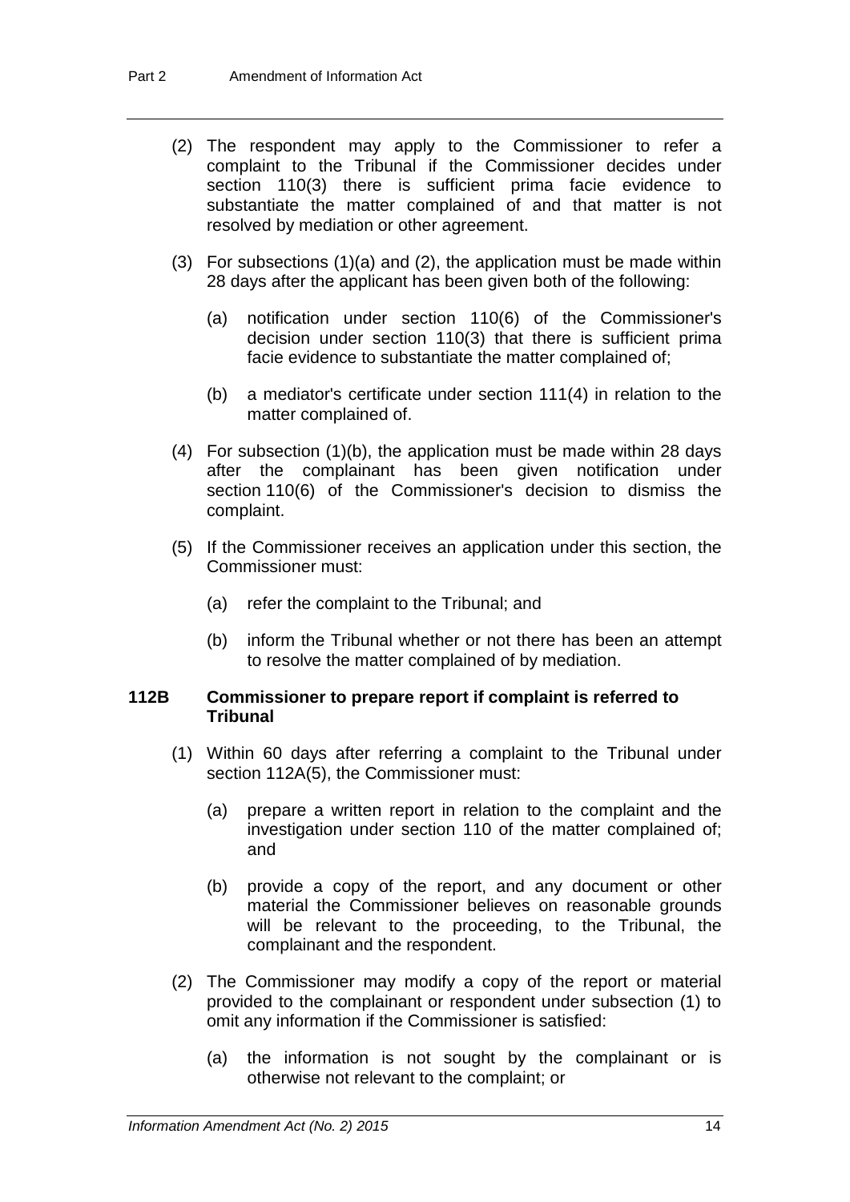(2) The respondent may apply to the Commissioner to refer a complaint to the Tribunal if the Commissioner decides under section 110(3) there is sufficient prima facie evidence to substantiate the matter complained of and that matter is not resolved by mediation or other agreement.

(3) For subsections (1)(a) and (2), the application must be made within 28 days after the applicant has been given both of the following:

(a) notification under section 110(6) of the Commissioner's decision under section 110(3) that there is sufficient prima facie evidence to substantiate the matter complained of;

(b) a mediator's certificate under section 111(4) in relation to the matter complained of.

(4) For subsection (1)(b), the application must be made within 28 days after the complainant has been given notification under section 110(6) of the Commissioner's decision to dismiss the complaint.

(5) If the Commissioner receives an application under this section, the Commissioner must:

(a) refer the complaint to the Tribunal; and

(b) inform the Tribunal whether or not there has been an attempt to resolve the matter complained of by mediation.

**112B Commissioner to prepare report if complaint is referred to Tribunal**

(1) Within 60 days after referring a complaint to the Tribunal under section 112A(5), the Commissioner must:

(a) prepare a written report in relation to the complaint and the investigation under section 110 of the matter complained of; and

(b) provide a copy of the report, and any document or other material the Commissioner believes on reasonable grounds will be relevant to the proceeding, to the Tribunal, the complainant and the respondent.

(2) The Commissioner may modify a copy of the report or material provided to the complainant or respondent under subsection (1) to omit any information if the Commissioner is satisfied:

(a) the information is not sought by the complainant or is otherwise not relevant to the complaint; or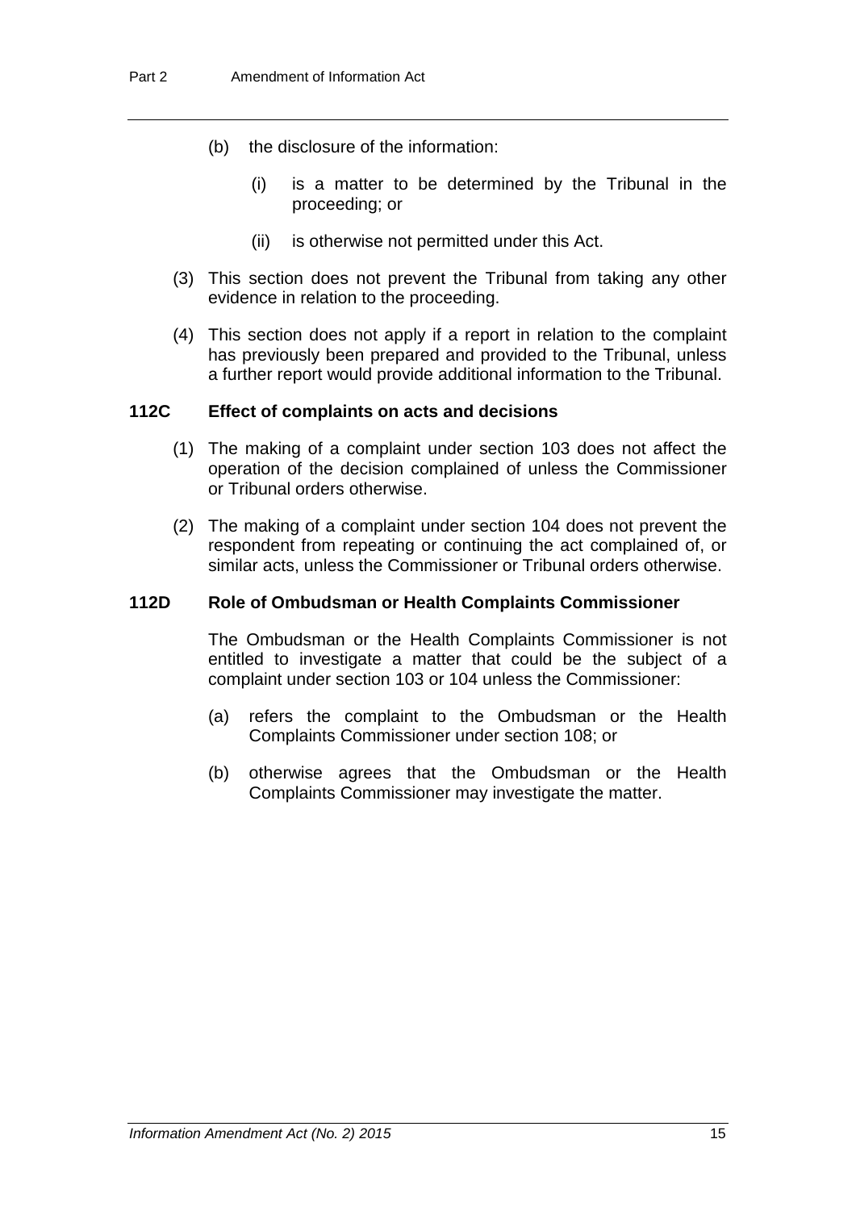(b) the disclosure of the information:

(i) is a matter to be determined by the Tribunal in the proceeding; or

(ii) is otherwise not permitted under this Act.

(3) This section does not prevent the Tribunal from taking any other evidence in relation to the proceeding.

(4) This section does not apply if a report in relation to the complaint has previously been prepared and provided to the Tribunal, unless a further report would provide additional information to the Tribunal.

### 112C Effect of complaints on acts and decisions

(1) The making of a complaint under section 103 does not affect the operation of the decision complained of unless the Commissioner or Tribunal orders otherwise.

(2) The making of a complaint under section 104 does not prevent the respondent from repeating or continuing the act complained of, or similar acts, unless the Commissioner or Tribunal orders otherwise.

### 112D Role of Ombudsman or Health Complaints Commissioner

The Ombudsman or the Health Complaints Commissioner is not entitled to investigate a matter that could be the subject of a complaint under section 103 or 104 unless the Commissioner:

(a) refers the complaint to the Ombudsman or the Health Complaints Commissioner under section 108; or

(b) otherwise agrees that the Ombudsman or the Health Complaints Commissioner may investigate the matter.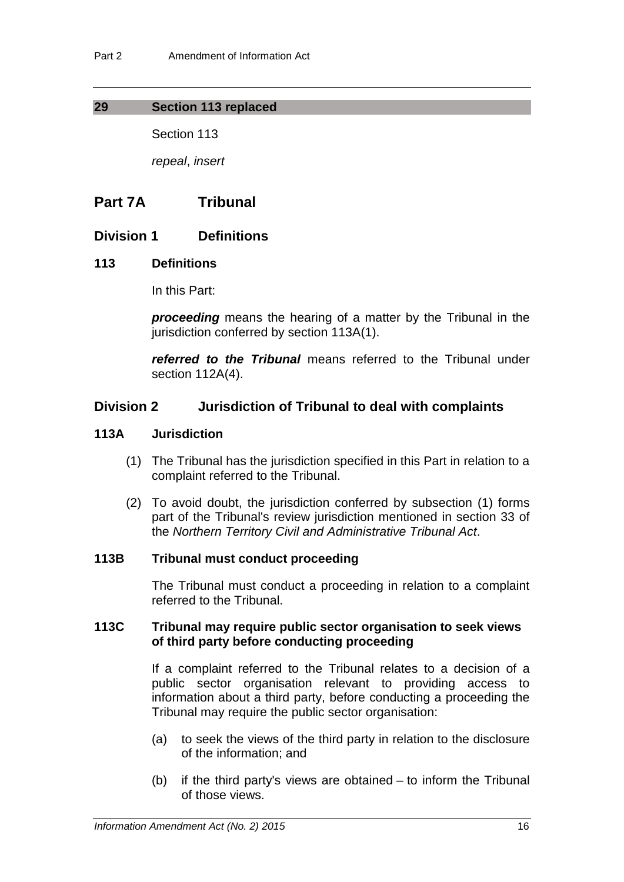## 29 Section 113 replaced

Section 113

*repeal*, *insert*

# Part 7A Tribunal

## Division 1 Definitions

### 113 Definitions

In this Part:

***proceeding*** means the hearing of a matter by the Tribunal in the jurisdiction conferred by section 113A(1).

***referred to the Tribunal*** means referred to the Tribunal under section 112A(4).

## Division 2 Jurisdiction of Tribunal to deal with complaints

### 113A Jurisdiction

(1) The Tribunal has the jurisdiction specified in this Part in relation to a complaint referred to the Tribunal.

(2) To avoid doubt, the jurisdiction conferred by subsection (1) forms part of the Tribunal's review jurisdiction mentioned in section 33 of the *Northern Territory Civil and Administrative Tribunal Act*.

### 113B Tribunal must conduct proceeding

The Tribunal must conduct a proceeding in relation to a complaint referred to the Tribunal.

### 113C Tribunal may require public sector organisation to seek views of third party before conducting proceeding

If a complaint referred to the Tribunal relates to a decision of a public sector organisation relevant to providing access to information about a third party, before conducting a proceeding the Tribunal may require the public sector organisation:

(a) to seek the views of the third party in relation to the disclosure of the information; and

(b) if the third party's views are obtained – to inform the Tribunal of those views.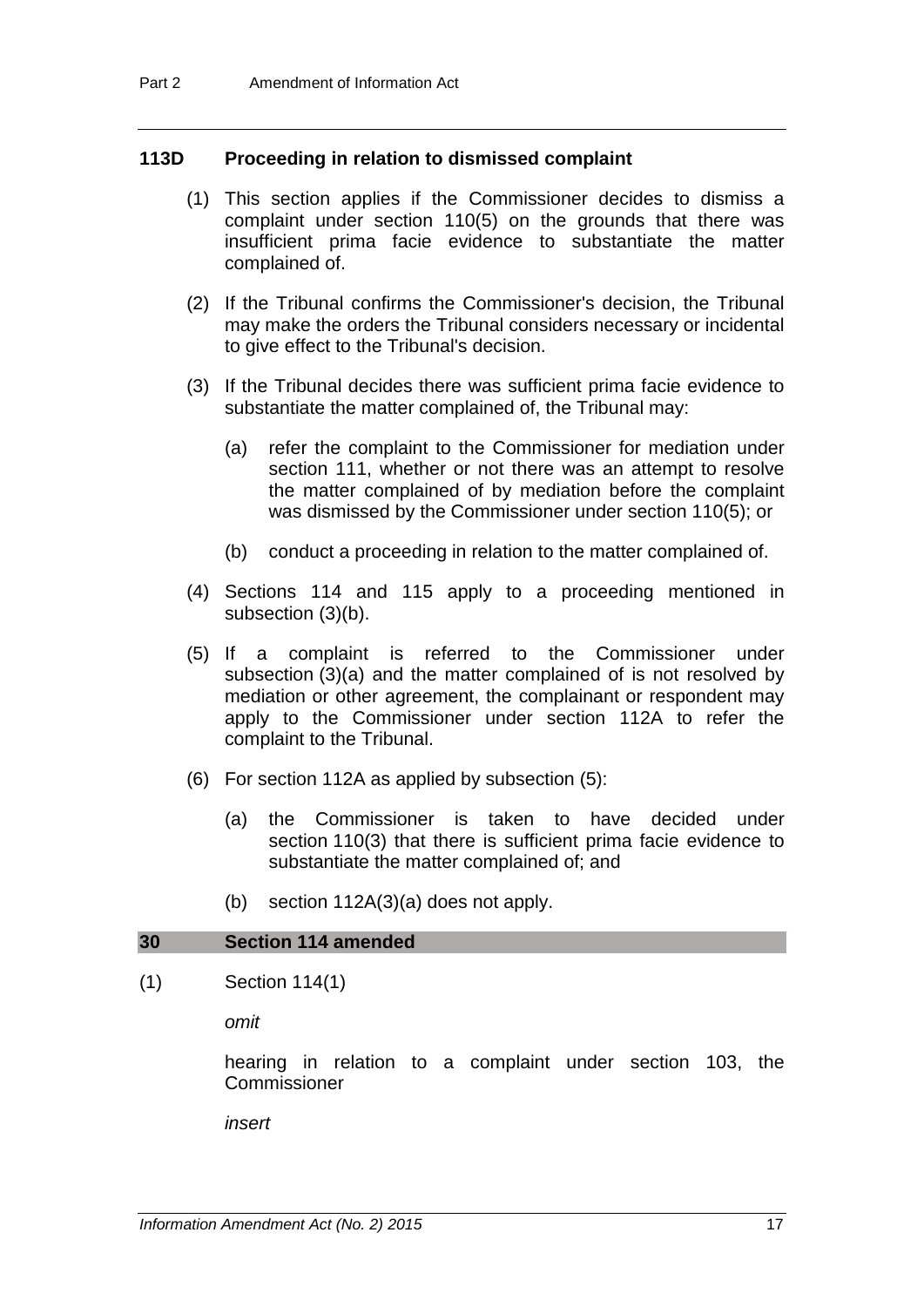### 113D Proceeding in relation to dismissed complaint

(1) This section applies if the Commissioner decides to dismiss a complaint under section 110(5) on the grounds that there was insufficient prima facie evidence to substantiate the matter complained of.

(2) If the Tribunal confirms the Commissioner's decision, the Tribunal may make the orders the Tribunal considers necessary or incidental to give effect to the Tribunal's decision.

(3) If the Tribunal decides there was sufficient prima facie evidence to substantiate the matter complained of, the Tribunal may:

(a) refer the complaint to the Commissioner for mediation under section 111, whether or not there was an attempt to resolve the matter complained of by mediation before the complaint was dismissed by the Commissioner under section 110(5); or

(b) conduct a proceeding in relation to the matter complained of.

(4) Sections 114 and 115 apply to a proceeding mentioned in subsection (3)(b).

(5) If a complaint is referred to the Commissioner under subsection (3)(a) and the matter complained of is not resolved by mediation or other agreement, the complainant or respondent may apply to the Commissioner under section 112A to refer the complaint to the Tribunal.

(6) For section 112A as applied by subsection (5):

(a) the Commissioner is taken to have decided under section 110(3) that there is sufficient prima facie evidence to substantiate the matter complained of; and

(b) section 112A(3)(a) does not apply.

## 30 Section 114 amended

(1) Section 114(1)

*omit*

hearing in relation to a complaint under section 103, the Commissioner

*insert*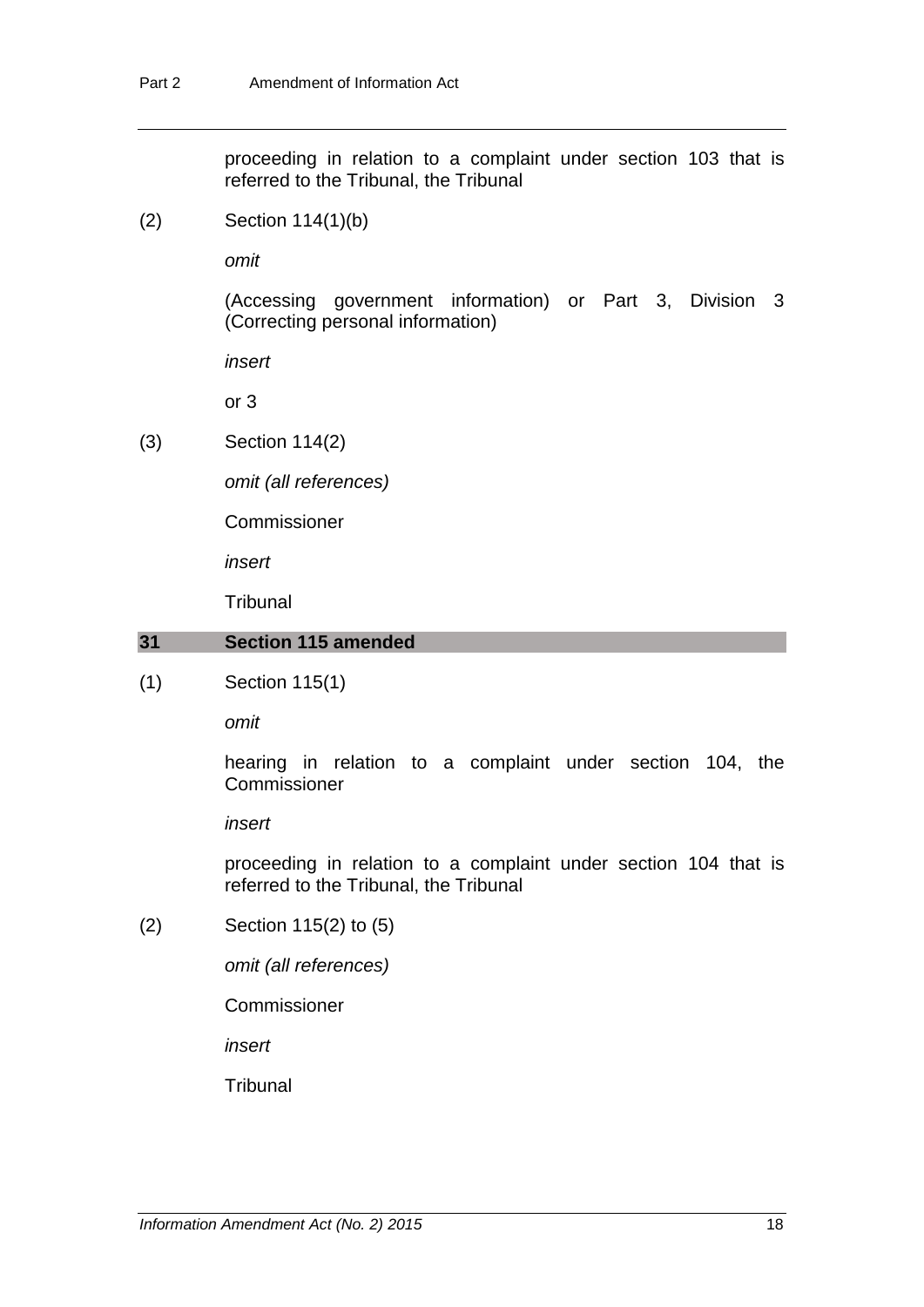proceeding in relation to a complaint under section 103 that is referred to the Tribunal, the Tribunal

(2) Section 114(1)(b)

*omit*

(Accessing government information) or Part 3, Division 3 (Correcting personal information)

*insert*

or 3

(3) Section 114(2)

*omit (all references)*

Commissioner

*insert*

Tribunal

## 31 Section 115 amended

(1) Section 115(1)

*omit*

hearing in relation to a complaint under section 104, the Commissioner

*insert*

proceeding in relation to a complaint under section 104 that is referred to the Tribunal, the Tribunal

(2) Section 115(2) to (5)

*omit (all references)*

Commissioner

*insert*

Tribunal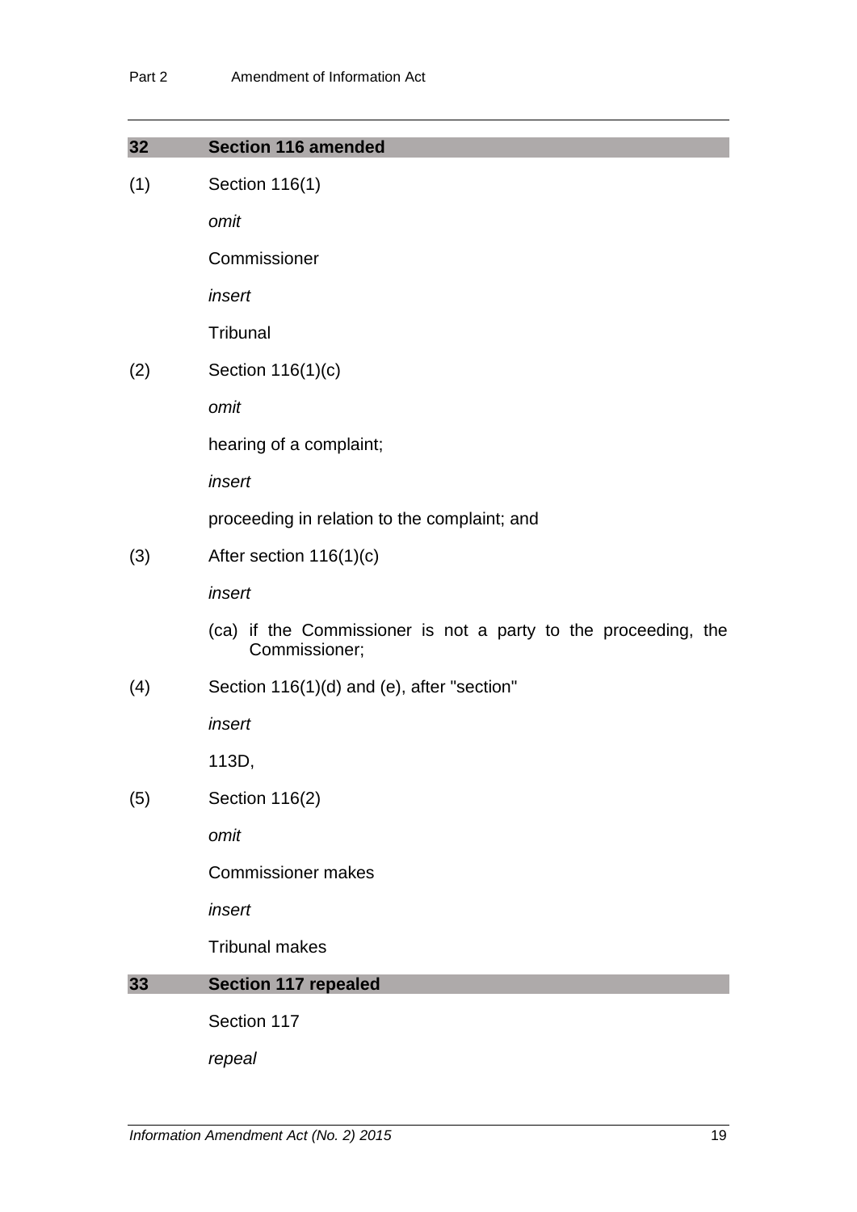## 32 Section 116 amended

(1) Section 116(1)

*omit*

Commissioner

*insert*

Tribunal

(2) Section 116(1)(c)

*omit*

hearing of a complaint;

*insert*

proceeding in relation to the complaint; and

(3) After section 116(1)(c)

*insert*

(ca) if the Commissioner is not a party to the proceeding, the Commissioner;

(4) Section 116(1)(d) and (e), after "section"

*insert*

113D,

(5) Section 116(2)

*omit*

Commissioner makes

*insert*

Tribunal makes

## 33 Section 117 repealed

Section 117

*repeal*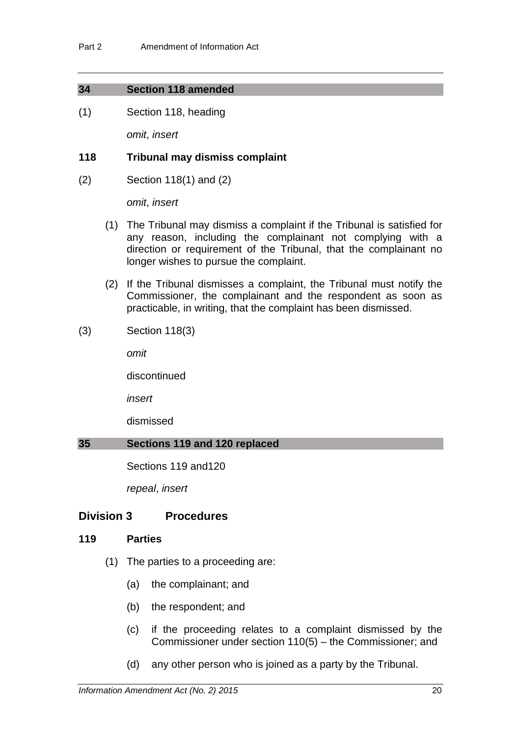### 34 Section 118 amended

(1) Section 118, heading

*omit*, *insert*

**118 Tribunal may dismiss complaint**

(2) Section 118(1) and (2)

*omit*, *insert*

(1) The Tribunal may dismiss a complaint if the Tribunal is satisfied for any reason, including the complainant not complying with a direction or requirement of the Tribunal, that the complainant no longer wishes to pursue the complaint.

(2) If the Tribunal dismisses a complaint, the Tribunal must notify the Commissioner, the complainant and the respondent as soon as practicable, in writing, that the complaint has been dismissed.

(3) Section 118(3)

*omit*

discontinued

*insert*

dismissed

### 35 Sections 119 and 120 replaced

Sections 119 and120

*repeal*, *insert*

**Division 3 Procedures**

**119 Parties**

(1) The parties to a proceeding are:

(a) the complainant; and

(b) the respondent; and

(c) if the proceeding relates to a complaint dismissed by the Commissioner under section 110(5) – the Commissioner; and

(d) any other person who is joined as a party by the Tribunal.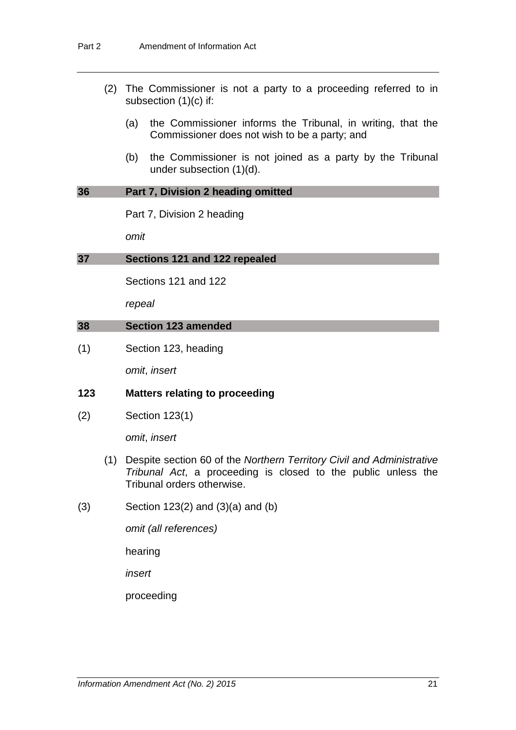(2) The Commissioner is not a party to a proceeding referred to in subsection (1)(c) if:

(a) the Commissioner informs the Tribunal, in writing, that the Commissioner does not wish to be a party; and

(b) the Commissioner is not joined as a party by the Tribunal under subsection (1)(d).

## 36 Part 7, Division 2 heading omitted

Part 7, Division 2 heading

*omit*

## 37 Sections 121 and 122 repealed

Sections 121 and 122

*repeal*

## 38 Section 123 amended

(1) Section 123, heading

*omit*, *insert*

**123 Matters relating to proceeding**

(2) Section 123(1)

*omit*, *insert*

(1) Despite section 60 of the *Northern Territory Civil and Administrative Tribunal Act*, a proceeding is closed to the public unless the Tribunal orders otherwise.

(3) Section 123(2) and (3)(a) and (b)

*omit (all references)*

hearing

*insert*

proceeding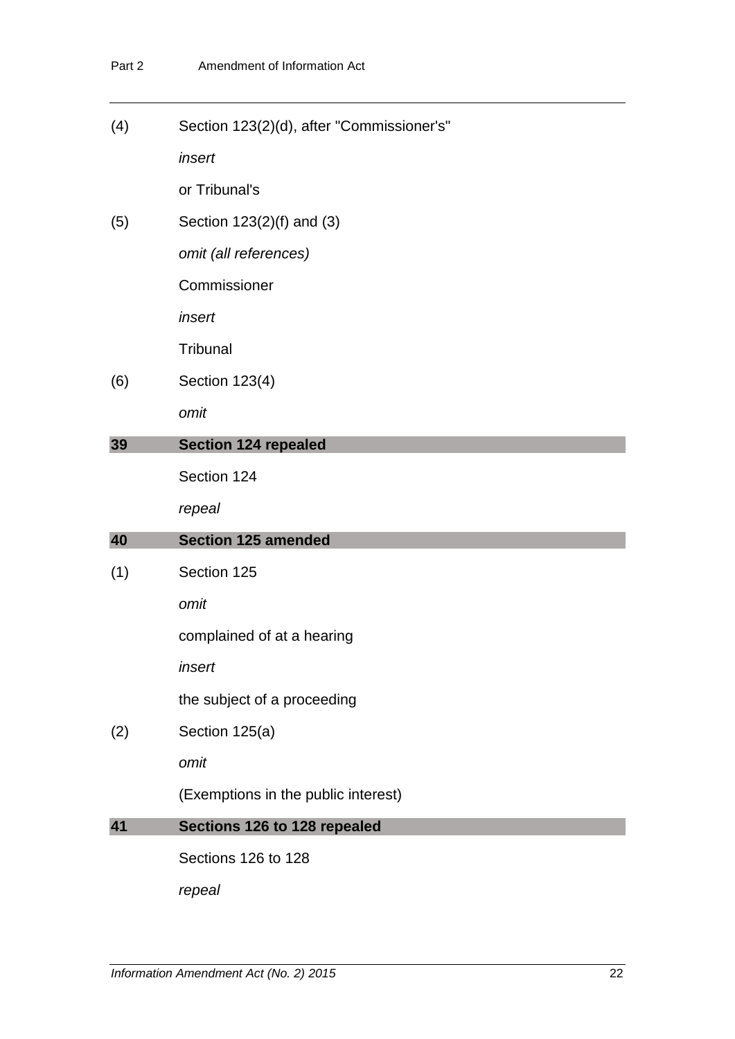(4) Section 123(2)(d), after "Commissioner's"

*insert*

or Tribunal's

(5) Section 123(2)(f) and (3)

*omit (all references)*

Commissioner

*insert*

Tribunal

(6) Section 123(4)

*omit*

### 39 Section 124 repealed

Section 124

*repeal*

### 40 Section 125 amended

(1) Section 125

*omit*

complained of at a hearing

*insert*

the subject of a proceeding

(2) Section 125(a)

*omit*

(Exemptions in the public interest)

### 41 Sections 126 to 128 repealed

Sections 126 to 128

*repeal*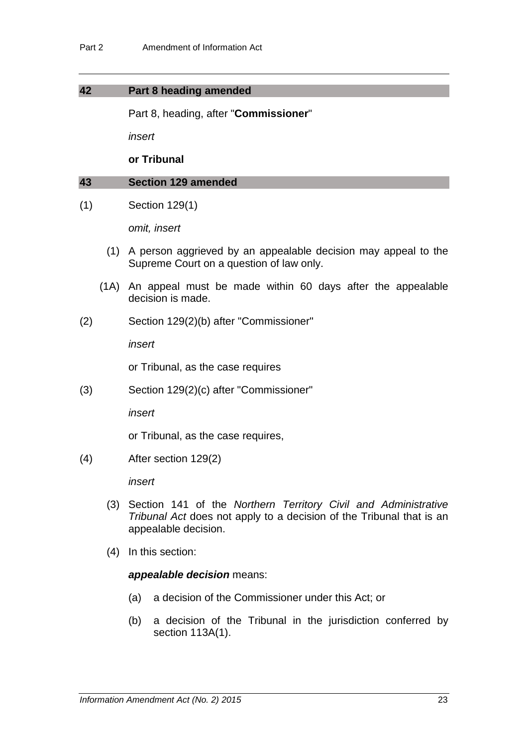## 42 Part 8 heading amended

Part 8, heading, after "**Commissioner**"

*insert*

**or Tribunal**

## 43 Section 129 amended

(1) Section 129(1)

*omit, insert*

(1) A person aggrieved by an appealable decision may appeal to the Supreme Court on a question of law only.

(1A) An appeal must be made within 60 days after the appealable decision is made.

(2) Section 129(2)(b) after "Commissioner"

*insert*

or Tribunal, as the case requires

(3) Section 129(2)(c) after "Commissioner"

*insert*

or Tribunal, as the case requires,

(4) After section 129(2)

*insert*

(3) Section 141 of the *Northern Territory Civil and Administrative Tribunal Act* does not apply to a decision of the Tribunal that is an appealable decision.

(4) In this section:

***appealable decision*** means:

(a) a decision of the Commissioner under this Act; or

(b) a decision of the Tribunal in the jurisdiction conferred by section 113A(1).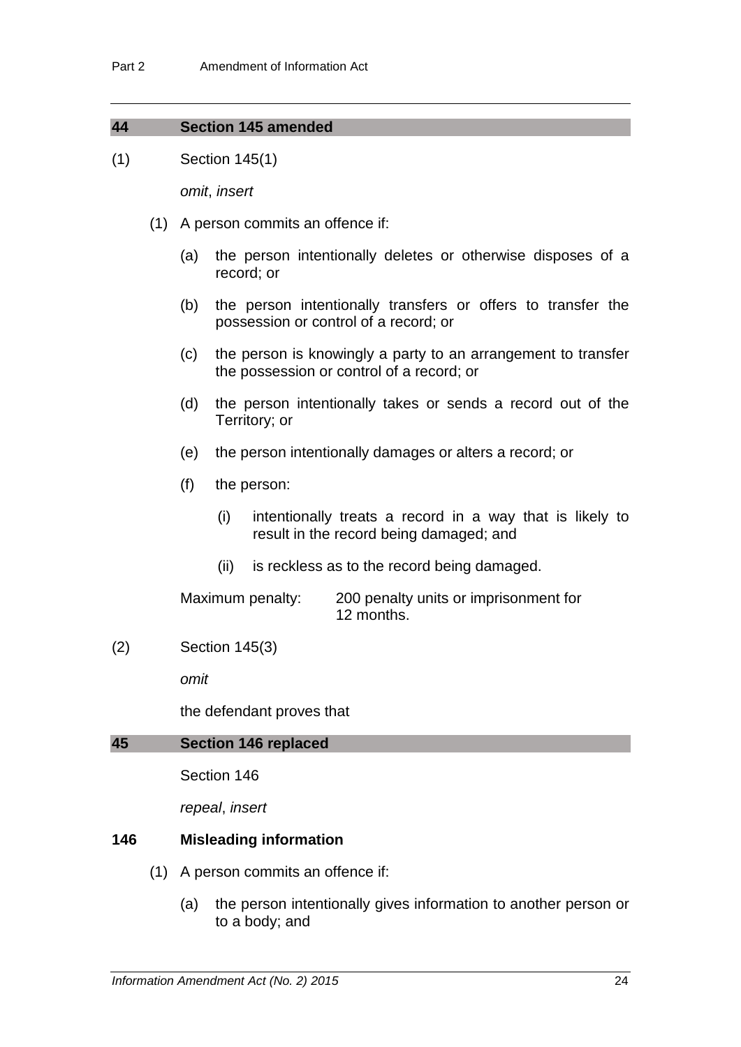## 44 Section 145 amended

(1) Section 145(1)

*omit*, *insert*

(1) A person commits an offence if:

(a) the person intentionally deletes or otherwise disposes of a record; or

(b) the person intentionally transfers or offers to transfer the possession or control of a record; or

(c) the person is knowingly a party to an arrangement to transfer the possession or control of a record; or

(d) the person intentionally takes or sends a record out of the Territory; or

(e) the person intentionally damages or alters a record; or

(f) the person:

(i) intentionally treats a record in a way that is likely to result in the record being damaged; and

(ii) is reckless as to the record being damaged.

Maximum penalty: 200 penalty units or imprisonment for 12 months.

(2) Section 145(3)

*omit*

the defendant proves that

## 45 Section 146 replaced

Section 146

*repeal*, *insert*

### 146 Misleading information

(1) A person commits an offence if:

(a) the person intentionally gives information to another person or to a body; and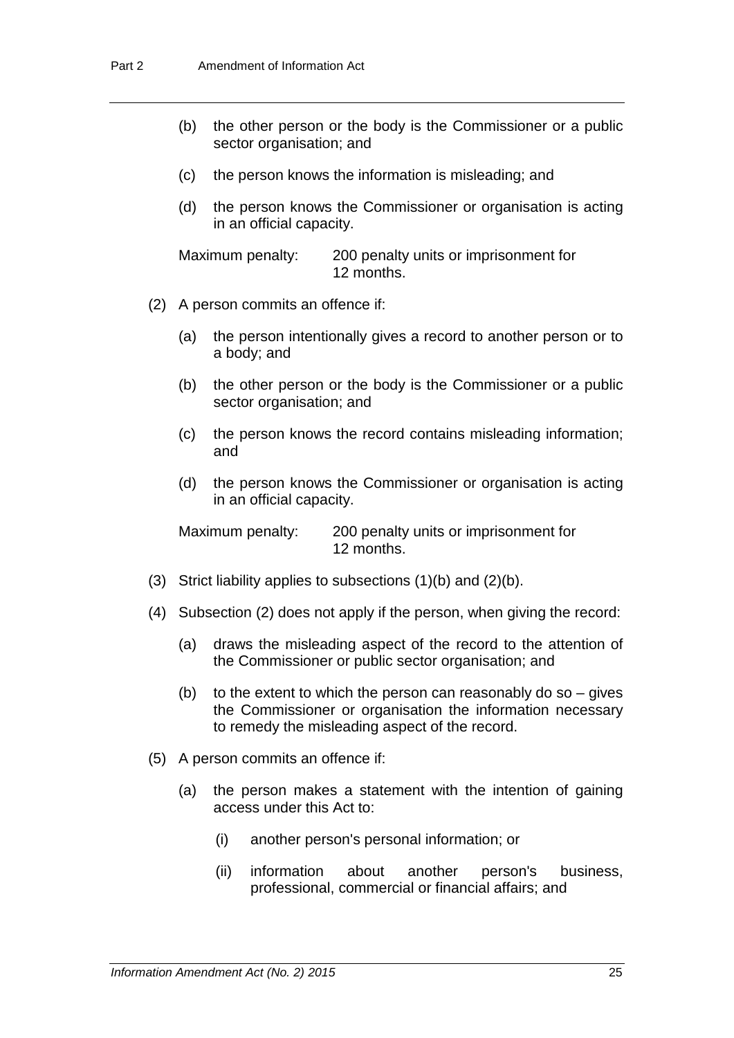(b) the other person or the body is the Commissioner or a public sector organisation; and

(c) the person knows the information is misleading; and

(d) the person knows the Commissioner or organisation is acting in an official capacity.

Maximum penalty: 200 penalty units or imprisonment for 12 months.

(2) A person commits an offence if:

(a) the person intentionally gives a record to another person or to a body; and

(b) the other person or the body is the Commissioner or a public sector organisation; and

(c) the person knows the record contains misleading information; and

(d) the person knows the Commissioner or organisation is acting in an official capacity.

Maximum penalty: 200 penalty units or imprisonment for 12 months.

(3) Strict liability applies to subsections (1)(b) and (2)(b).

(4) Subsection (2) does not apply if the person, when giving the record:

(a) draws the misleading aspect of the record to the attention of the Commissioner or public sector organisation; and

(b) to the extent to which the person can reasonably do so – gives the Commissioner or organisation the information necessary to remedy the misleading aspect of the record.

(5) A person commits an offence if:

(a) the person makes a statement with the intention of gaining access under this Act to:

(i) another person's personal information; or

(ii) information about another person's business, professional, commercial or financial affairs; and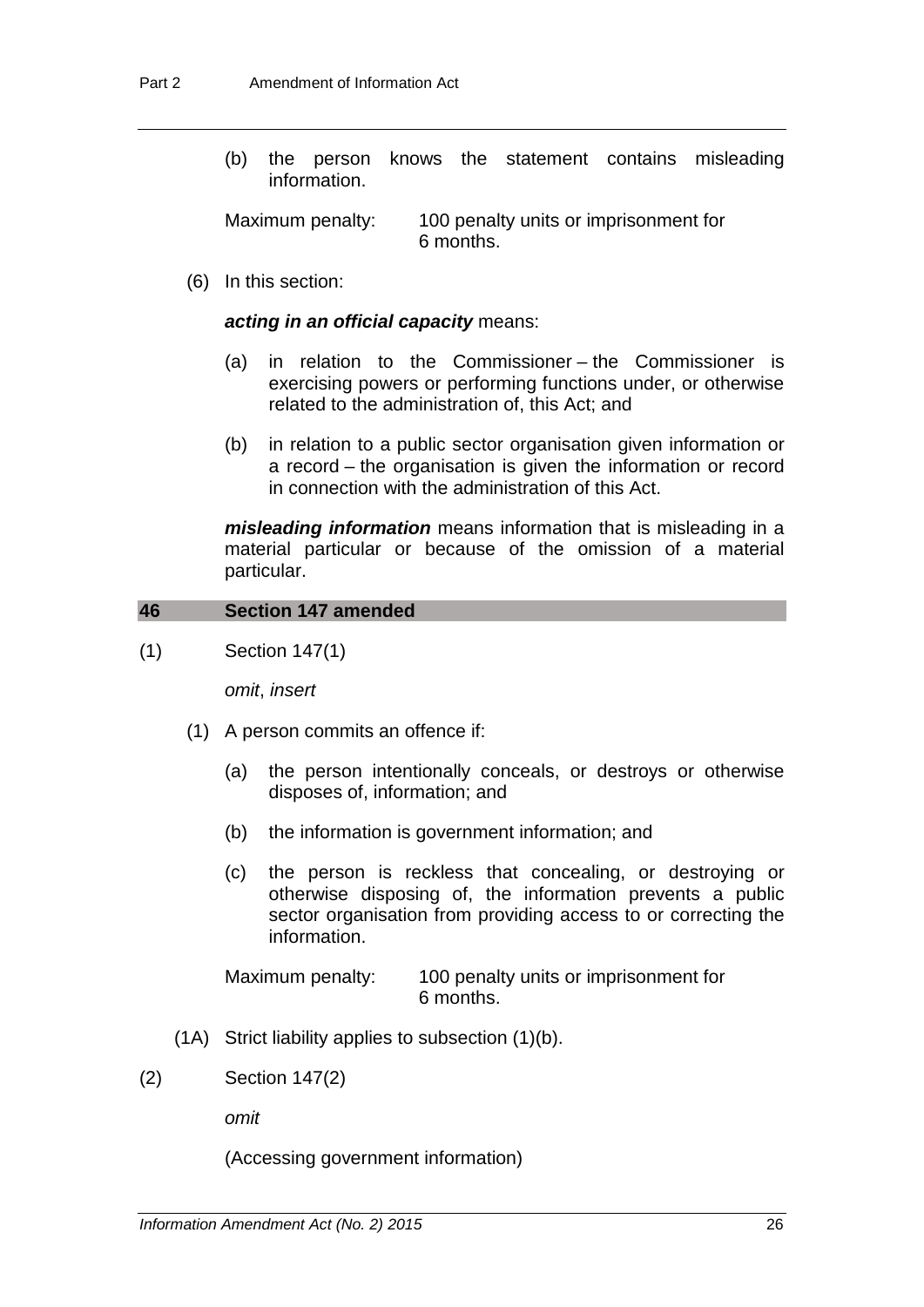(b) the person knows the statement contains misleading information.

Maximum penalty: 100 penalty units or imprisonment for 6 months.

(6) In this section:

***acting in an official capacity*** means:

(a) in relation to the Commissioner – the Commissioner is exercising powers or performing functions under, or otherwise related to the administration of, this Act; and

(b) in relation to a public sector organisation given information or a record – the organisation is given the information or record in connection with the administration of this Act.

***misleading information*** means information that is misleading in a material particular or because of the omission of a material particular.

## 46 Section 147 amended

(1) Section 147(1)

*omit*, *insert*

(1) A person commits an offence if:

(a) the person intentionally conceals, or destroys or otherwise disposes of, information; and

(b) the information is government information; and

(c) the person is reckless that concealing, or destroying or otherwise disposing of, the information prevents a public sector organisation from providing access to or correcting the information.

Maximum penalty: 100 penalty units or imprisonment for 6 months.

(1A) Strict liability applies to subsection (1)(b).

(2) Section 147(2)

*omit*

(Accessing government information)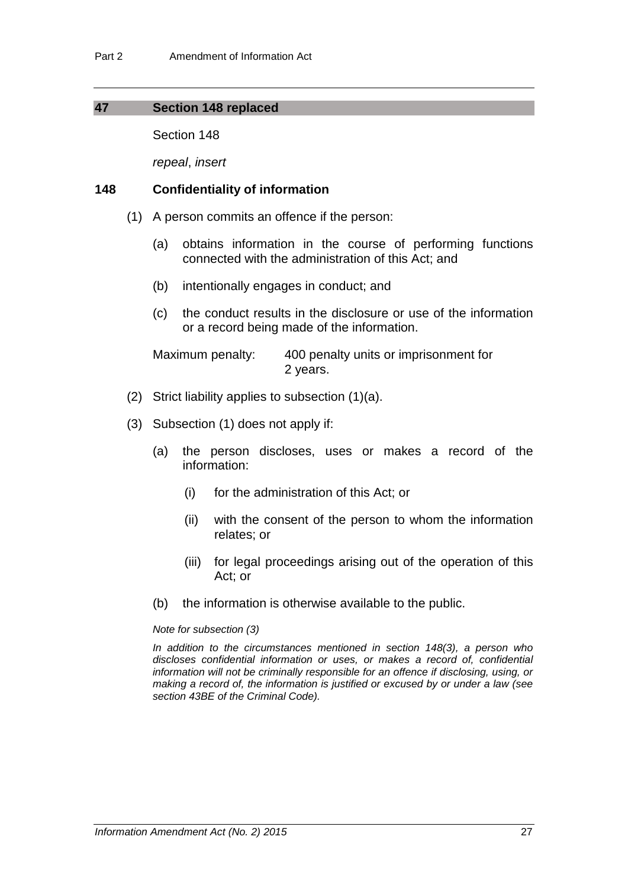## 47 Section 148 replaced

Section 148

*repeal*, *insert*

### 148 Confidentiality of information

(1) A person commits an offence if the person:

(a) obtains information in the course of performing functions connected with the administration of this Act; and

(b) intentionally engages in conduct; and

(c) the conduct results in the disclosure or use of the information or a record being made of the information.

Maximum penalty: 400 penalty units or imprisonment for 2 years.

(2) Strict liability applies to subsection (1)(a).

(3) Subsection (1) does not apply if:

(a) the person discloses, uses or makes a record of the information:

(i) for the administration of this Act; or

(ii) with the consent of the person to whom the information relates; or

(iii) for legal proceedings arising out of the operation of this Act; or

(b) the information is otherwise available to the public.

*Note for subsection (3)*

*In addition to the circumstances mentioned in section 148(3), a person who discloses confidential information or uses, or makes a record of, confidential information will not be criminally responsible for an offence if disclosing, using, or making a record of, the information is justified or excused by or under a law (see section 43BE of the Criminal Code).*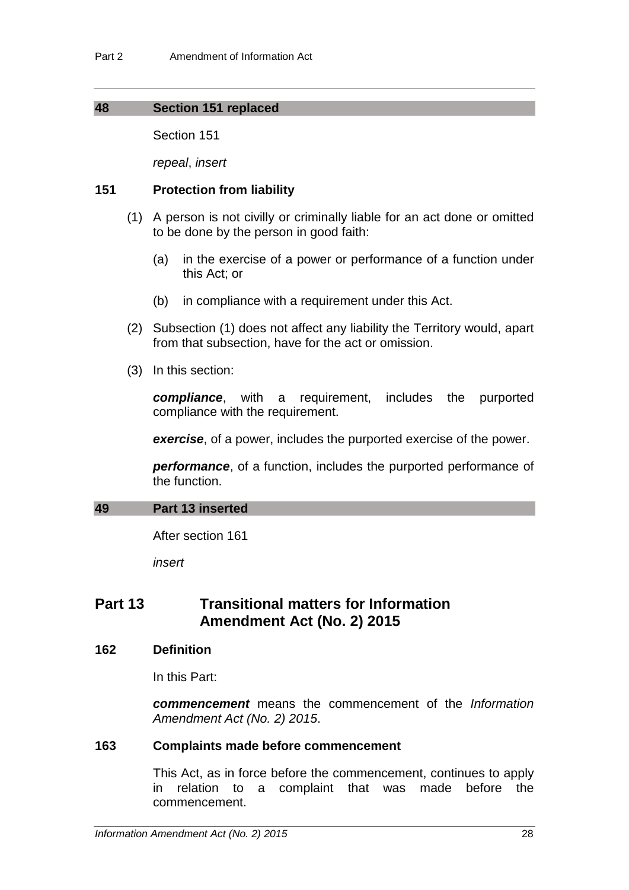### 48 Section 151 replaced

Section 151

*repeal*, *insert*

#### 151 Protection from liability

(1) A person is not civilly or criminally liable for an act done or omitted to be done by the person in good faith:

(a) in the exercise of a power or performance of a function under this Act; or

(b) in compliance with a requirement under this Act.

(2) Subsection (1) does not affect any liability the Territory would, apart from that subsection, have for the act or omission.

(3) In this section:

***compliance***, with a requirement, includes the purported compliance with the requirement.

***exercise***, of a power, includes the purported exercise of the power.

***performance***, of a function, includes the purported performance of the function.

### 49 Part 13 inserted

After section 161

*insert*

## Part 13 Transitional matters for Information Amendment Act (No. 2) 2015

#### 162 Definition

In this Part:

***commencement*** means the commencement of the *Information Amendment Act (No. 2) 2015*.

#### 163 Complaints made before commencement

This Act, as in force before the commencement, continues to apply in relation to a complaint that was made before the commencement.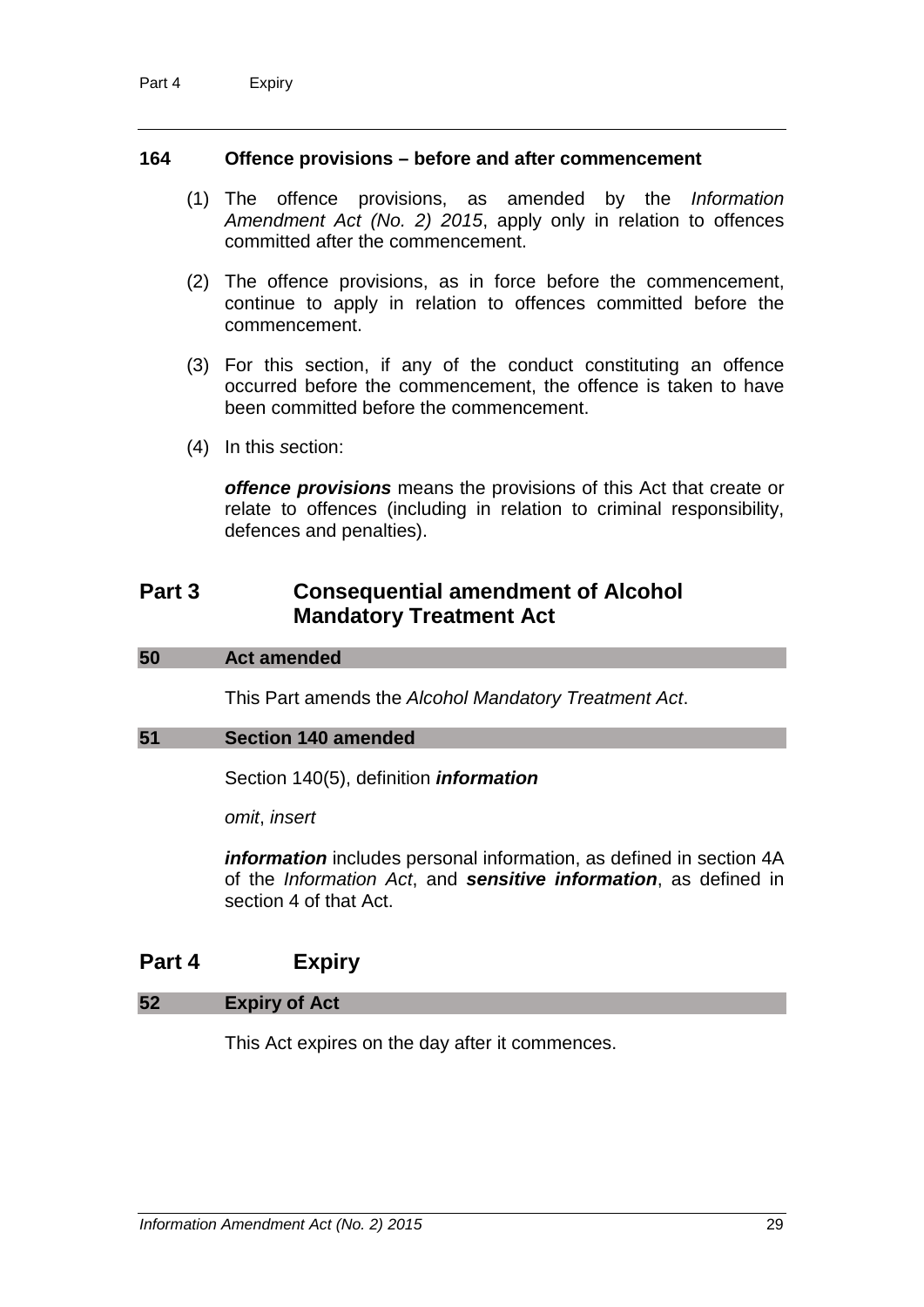### 164 Offence provisions – before and after commencement

(1) The offence provisions, as amended by the *Information Amendment Act (No. 2) 2015*, apply only in relation to offences committed after the commencement.

(2) The offence provisions, as in force before the commencement, continue to apply in relation to offences committed before the commencement.

(3) For this section, if any of the conduct constituting an offence occurred before the commencement, the offence is taken to have been committed before the commencement.

(4) In this section:

***offence provisions*** means the provisions of this Act that create or relate to offences (including in relation to criminal responsibility, defences and penalties).

## Part 3 Consequential amendment of Alcohol Mandatory Treatment Act

### 50 Act amended

This Part amends the *Alcohol Mandatory Treatment Act*.

### 51 Section 140 amended

Section 140(5), definition ***information***

*omit*, *insert*

***information*** includes personal information, as defined in section 4A of the *Information Act*, and ***sensitive information***, as defined in section 4 of that Act.

## Part 4 Expiry

### 52 Expiry of Act

This Act expires on the day after it commences.